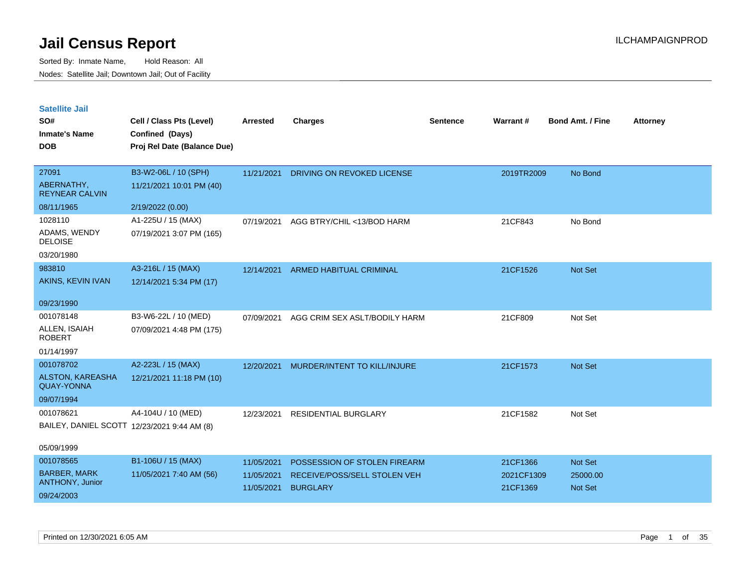# Jail Census Report

ILCHAMPAIGNPROD

Sorted By: Inmate Name, Hold Reason: All

Nodes: Satellite Jail; Downtown Jail; Out of Facility

## Satellite Jail

| SO# / Inmate's Name / DOB | Cell / Class Pts (Level) / Confined (Days) / Proj Rel Date (Balance Due) | Arrested | Charges | Sentence | Warrant # | Bond Amt. / Fine | Attorney |
|---|---|---|---|---|---|---|---|
| 27091<br>ABERNATHY, REYNEAR CALVIN<br>08/11/1965 | B3-W2-06L / 10 (SPH)<br>11/21/2021 10:01 PM (40)<br>2/19/2022 (0.00) | 11/21/2021 | DRIVING ON REVOKED LICENSE | | 2019TR2009 | No Bond | |
| 1028110<br>ADAMS, WENDY DELOISE<br>03/20/1980 | A1-225U / 15 (MAX)<br>07/19/2021 3:07 PM (165) | 07/19/2021 | AGG BTRY/CHIL <13/BOD HARM | | 21CF843 | No Bond | |
| 983810<br>AKINS, KEVIN IVAN<br>09/23/1990 | A3-216L / 15 (MAX)<br>12/14/2021 5:34 PM (17) | 12/14/2021 | ARMED HABITUAL CRIMINAL | | 21CF1526 | Not Set | |
| 001078148<br>ALLEN, ISAIAH ROBERT<br>01/14/1997 | B3-W6-22L / 10 (MED)<br>07/09/2021 4:48 PM (175) | 07/09/2021 | AGG CRIM SEX ASLT/BODILY HARM | | 21CF809 | Not Set | |
| 001078702<br>ALSTON, KAREASHA QUAY-YONNA<br>09/07/1994 | A2-223L / 15 (MAX)<br>12/21/2021 11:18 PM (10) | 12/20/2021 | MURDER/INTENT TO KILL/INJURE | | 21CF1573 | Not Set | |
| 001078621<br>BAILEY, DANIEL SCOTT<br>05/09/1999 | A4-104U / 10 (MED)<br>12/23/2021 9:44 AM (8) | 12/23/2021 | RESIDENTIAL BURGLARY | | 21CF1582 | Not Set | |
| 001078565<br>BARBER, MARK ANTHONY, Junior<br>09/24/2003 | B1-106U / 15 (MAX)<br>11/05/2021 7:40 AM (56) | 11/05/2021<br>11/05/2021<br>11/05/2021 | POSSESSION OF STOLEN FIREARM<br>RECEIVE/POSS/SELL STOLEN VEH<br>BURGLARY | | 21CF1366<br>2021CF1309<br>21CF1369 | Not Set<br>25000.00<br>Not Set | |

Printed on 12/30/2021 6:05 AM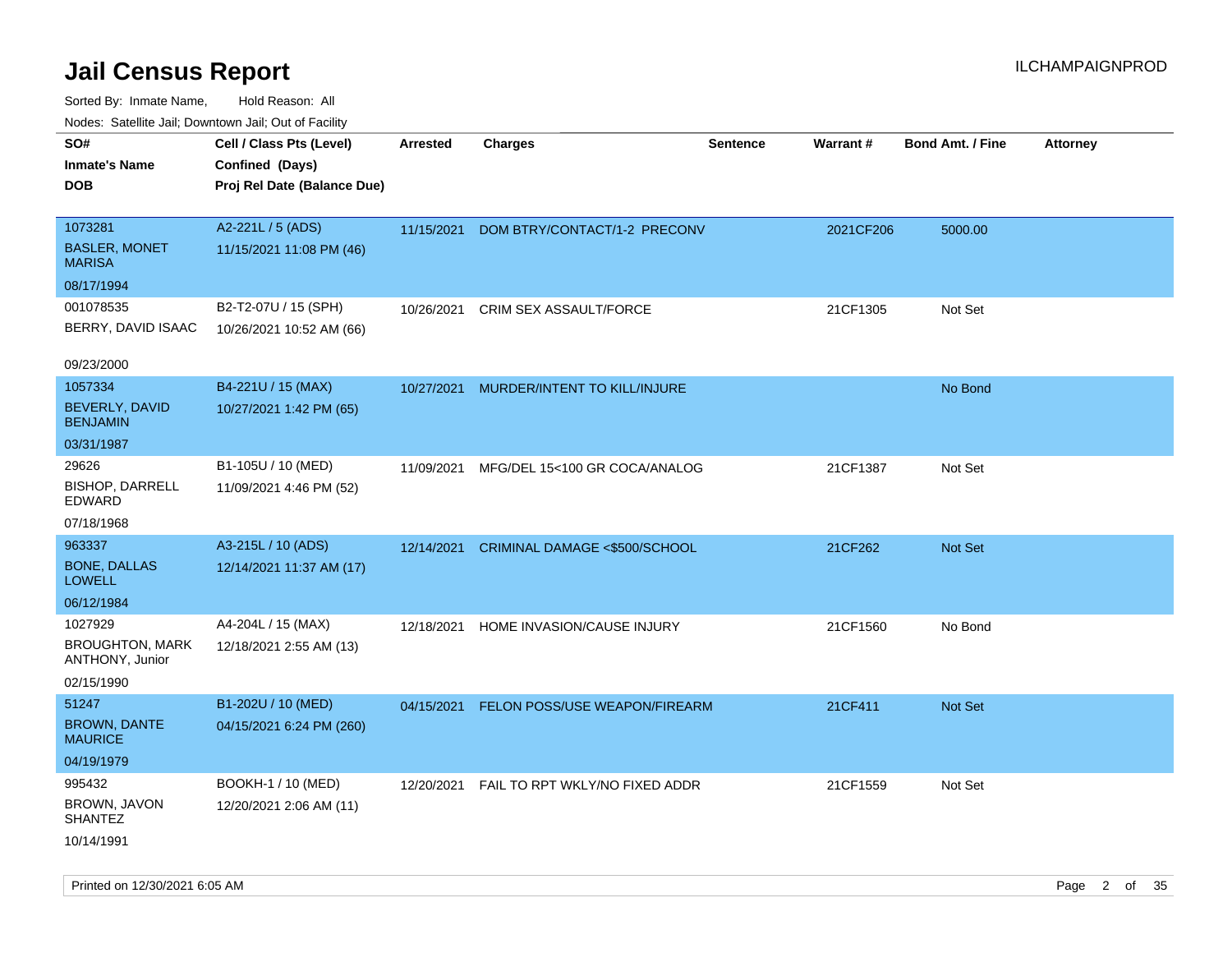# Jail Census Report

ILCHAMPAIGNPROD

Sorted By: Inmate Name, Hold Reason: All

Nodes: Satellite Jail; Downtown Jail; Out of Facility

| SO# / Inmate's Name / DOB | Cell / Class Pts (Level) / Confined (Days) / Proj Rel Date (Balance Due) | Arrested | Charges | Sentence | Warrant # | Bond Amt. / Fine | Attorney |
|---|---|---|---|---|---|---|---|
| 1073281 BASLER, MONET MARISA 08/17/1994 | A2-221L / 5 (ADS) 11/15/2021 11:08 PM (46) | 11/15/2021 | DOM BTRY/CONTACT/1-2 PRECONV | | 2021CF206 | 5000.00 | |
| 001078535 BERRY, DAVID ISAAC 09/23/2000 | B2-T2-07U / 15 (SPH) 10/26/2021 10:52 AM (66) | 10/26/2021 | CRIM SEX ASSAULT/FORCE | | 21CF1305 | Not Set | |
| 1057334 BEVERLY, DAVID BENJAMIN 03/31/1987 | B4-221U / 15 (MAX) 10/27/2021 1:42 PM (65) | 10/27/2021 | MURDER/INTENT TO KILL/INJURE | | | No Bond | |
| 29626 BISHOP, DARRELL EDWARD 07/18/1968 | B1-105U / 10 (MED) 11/09/2021 4:46 PM (52) | 11/09/2021 | MFG/DEL 15<100 GR COCA/ANALOG | | 21CF1387 | Not Set | |
| 963337 BONE, DALLAS LOWELL 06/12/1984 | A3-215L / 10 (ADS) 12/14/2021 11:37 AM (17) | 12/14/2021 | CRIMINAL DAMAGE <$500/SCHOOL | | 21CF262 | Not Set | |
| 1027929 BROUGHTON, MARK ANTHONY, Junior 02/15/1990 | A4-204L / 15 (MAX) 12/18/2021 2:55 AM (13) | 12/18/2021 | HOME INVASION/CAUSE INJURY | | 21CF1560 | No Bond | |
| 51247 BROWN, DANTE MAURICE 04/19/1979 | B1-202U / 10 (MED) 04/15/2021 6:24 PM (260) | 04/15/2021 | FELON POSS/USE WEAPON/FIREARM | | 21CF411 | Not Set | |
| 995432 BROWN, JAVON SHANTEZ 10/14/1991 | BOOKH-1 / 10 (MED) 12/20/2021 2:06 AM (11) | 12/20/2021 | FAIL TO RPT WKLY/NO FIXED ADDR | | 21CF1559 | Not Set | |

Printed on 12/30/2021 6:05 AM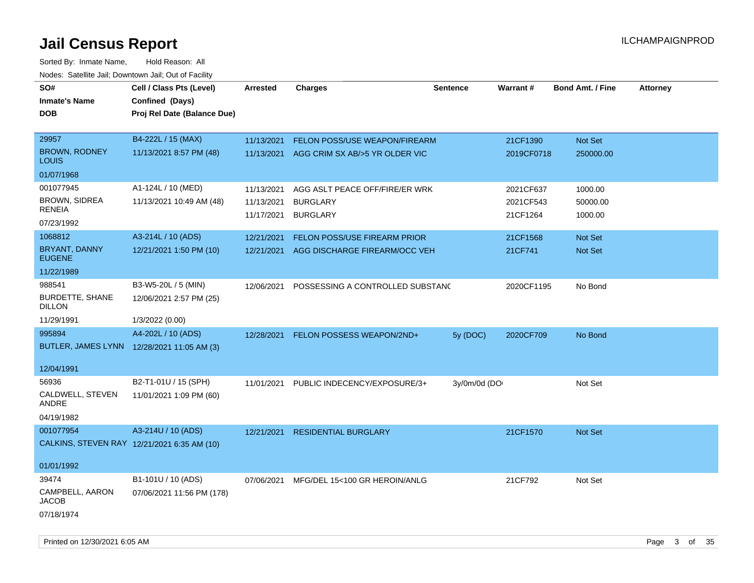# Jail Census Report

ILCHAMPAIGNPROD

Sorted By: Inmate Name, Hold Reason: All

Nodes: Satellite Jail; Downtown Jail; Out of Facility

| SO# / Inmate's Name / DOB | Cell / Class Pts (Level) / Confined (Days) / Proj Rel Date (Balance Due) | Arrested | Charges | Sentence | Warrant # | Bond Amt. / Fine | Attorney |
|---|---|---|---|---|---|---|---|
| 29957 BROWN, RODNEY LOUIS 01/07/1968 | B4-222L / 15 (MAX) 11/13/2021 8:57 PM (48) | 11/13/2021 | FELON POSS/USE WEAPON/FIREARM | | 21CF1390 | Not Set | |
| | | 11/13/2021 | AGG CRIM SX AB/>5 YR OLDER VIC | | 2019CF0718 | 250000.00 | |
| 001077945 BROWN, SIDREA RENEIA 07/23/1992 | A1-124L / 10 (MED) 11/13/2021 10:49 AM (48) | 11/13/2021 | AGG ASLT PEACE OFF/FIRE/ER WRK | | 2021CF637 | 1000.00 | |
| | | 11/13/2021 | BURGLARY | | 2021CF543 | 50000.00 | |
| | | 11/17/2021 | BURGLARY | | 21CF1264 | 1000.00 | |
| 1068812 BRYANT, DANNY EUGENE 11/22/1989 | A3-214L / 10 (ADS) 12/21/2021 1:50 PM (10) | 12/21/2021 | FELON POSS/USE FIREARM PRIOR | | 21CF1568 | Not Set | |
| | | 12/21/2021 | AGG DISCHARGE FIREARM/OCC VEH | | 21CF741 | Not Set | |
| 988541 BURDETTE, SHANE DILLON 11/29/1991 | B3-W5-20L / 5 (MIN) 12/06/2021 2:57 PM (25) 1/3/2022 (0.00) | 12/06/2021 | POSSESSING A CONTROLLED SUBSTANC | | 2020CF1195 | No Bond | |
| 995894 BUTLER, JAMES LYNN 12/04/1991 | A4-202L / 10 (ADS) 12/28/2021 11:05 AM (3) | 12/28/2021 | FELON POSSESS WEAPON/2ND+ | 5y (DOC) | 2020CF709 | No Bond | |
| 56936 CALDWELL, STEVEN ANDRE 04/19/1982 | B2-T1-01U / 15 (SPH) 11/01/2021 1:09 PM (60) | 11/01/2021 | PUBLIC INDECENCY/EXPOSURE/3+ | 3y/0m/0d (DO | | Not Set | |
| 001077954 CALKINS, STEVEN RAY 01/01/1992 | A3-214U / 10 (ADS) 12/21/2021 6:35 AM (10) | 12/21/2021 | RESIDENTIAL BURGLARY | | 21CF1570 | Not Set | |
| 39474 CAMPBELL, AARON JACOB 07/18/1974 | B1-101U / 10 (ADS) 07/06/2021 11:56 PM (178) | 07/06/2021 | MFG/DEL 15<100 GR HEROIN/ANLG | | 21CF792 | Not Set | |

Printed on 12/30/2021 6:05 AM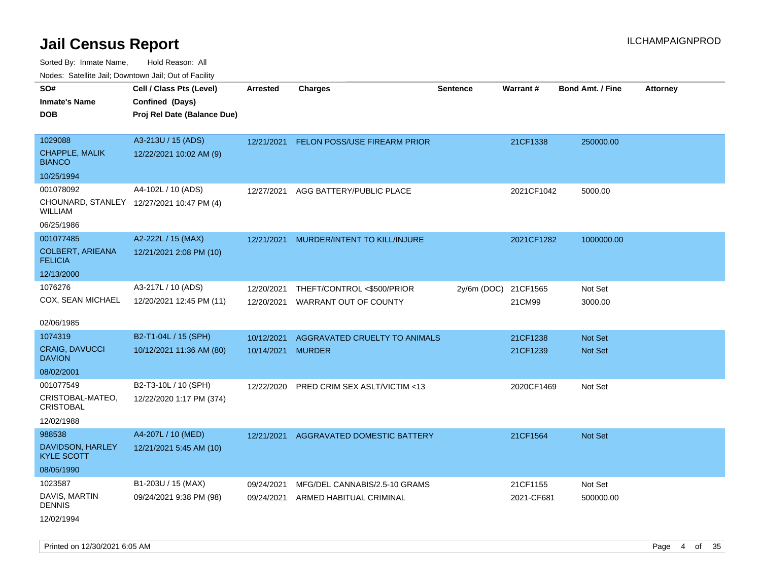# Jail Census Report

Sorted By: Inmate Name, Hold Reason: All

Nodes: Satellite Jail; Downtown Jail; Out of Facility

ILCHAMPAIGNPROD

| SO# / Inmate's Name / DOB | Cell / Class Pts (Level) / Confined (Days) / Proj Rel Date (Balance Due) | Arrested | Charges | Sentence | Warrant # | Bond Amt. / Fine | Attorney |
|---|---|---|---|---|---|---|---|
| 1029088<br>CHAPPLE, MALIK BIANCO<br>10/25/1994 | A3-213U / 15 (ADS)<br>12/22/2021 10:02 AM (9) | 12/21/2021 | FELON POSS/USE FIREARM PRIOR | | 21CF1338 | 250000.00 | |
| 001078092<br>CHOUNARD, STANLEY WILLIAM<br>06/25/1986 | A4-102L / 10 (ADS)<br>12/27/2021 10:47 PM (4) | 12/27/2021 | AGG BATTERY/PUBLIC PLACE | | 2021CF1042 | 5000.00 | |
| 001077485<br>COLBERT, ARIEANA FELICIA<br>12/13/2000 | A2-222L / 15 (MAX)<br>12/21/2021 2:08 PM (10) | 12/21/2021 | MURDER/INTENT TO KILL/INJURE | | 2021CF1282 | 1000000.00 | |
| 1076276<br>COX, SEAN MICHAEL<br>02/06/1985 | A3-217L / 10 (ADS)<br>12/20/2021 12:45 PM (11) | 12/20/2021<br>12/20/2021 | THEFT/CONTROL <$500/PRIOR<br>WARRANT OUT OF COUNTY | 2y/6m (DOC) | 21CF1565<br>21CM99 | Not Set<br>3000.00 | |
| 1074319<br>CRAIG, DAVUCCI DAVION<br>08/02/2001 | B2-T1-04L / 15 (SPH)<br>10/12/2021 11:36 AM (80) | 10/12/2021<br>10/14/2021 | AGGRAVATED CRUELTY TO ANIMALS<br>MURDER | | 21CF1238<br>21CF1239 | Not Set<br>Not Set | |
| 001077549<br>CRISTOBAL-MATEO, CRISTOBAL<br>12/02/1988 | B2-T3-10L / 10 (SPH)<br>12/22/2020 1:17 PM (374) | 12/22/2020 | PRED CRIM SEX ASLT/VICTIM <13 | | 2020CF1469 | Not Set | |
| 988538<br>DAVIDSON, HARLEY KYLE SCOTT<br>08/05/1990 | A4-207L / 10 (MED)<br>12/21/2021 5:45 AM (10) | 12/21/2021 | AGGRAVATED DOMESTIC BATTERY | | 21CF1564 | Not Set | |
| 1023587<br>DAVIS, MARTIN DENNIS<br>12/02/1994 | B1-203U / 15 (MAX)<br>09/24/2021 9:38 PM (98) | 09/24/2021<br>09/24/2021 | MFG/DEL CANNABIS/2.5-10 GRAMS<br>ARMED HABITUAL CRIMINAL | | 21CF1155<br>2021-CF681 | Not Set<br>500000.00 | |

Printed on 12/30/2021 6:05 AM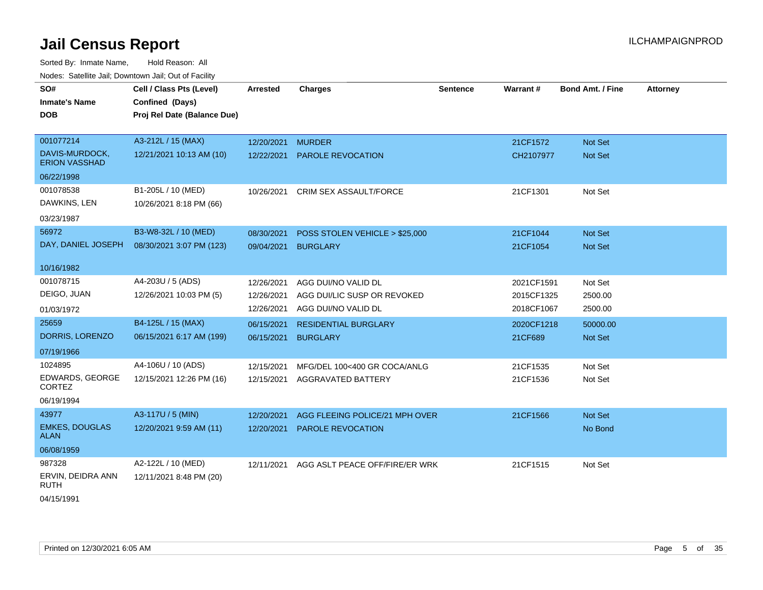# Jail Census Report

ILCHAMPAIGNPROD

Sorted By: Inmate Name, Hold Reason: All

Nodes: Satellite Jail; Downtown Jail; Out of Facility

| SO# / Inmate's Name / DOB | Cell / Class Pts (Level) / Confined (Days) / Proj Rel Date (Balance Due) | Arrested | Charges | Sentence | Warrant # | Bond Amt. / Fine | Attorney |
|---|---|---|---|---|---|---|---|
| 001077214 | A3-212L / 15 (MAX) | 12/20/2021 | MURDER | | 21CF1572 | Not Set | |
| DAVIS-MURDOCK, ERION VASSHAD | 12/21/2021 10:13 AM (10) | 12/22/2021 | PAROLE REVOCATION | | CH2107977 | Not Set | |
| 06/22/1998 | | | | | | | |
| 001078538 | B1-205L / 10 (MED) | 10/26/2021 | CRIM SEX ASSAULT/FORCE | | 21CF1301 | Not Set | |
| DAWKINS, LEN | 10/26/2021 8:18 PM (66) | | | | | | |
| 03/23/1987 | | | | | | | |
| 56972 | B3-W8-32L / 10 (MED) | 08/30/2021 | POSS STOLEN VEHICLE > $25,000 | | 21CF1044 | Not Set | |
| DAY, DANIEL JOSEPH | 08/30/2021 3:07 PM (123) | 09/04/2021 | BURGLARY | | 21CF1054 | Not Set | |
| 10/16/1982 | | | | | | | |
| 001078715 | A4-203U / 5 (ADS) | 12/26/2021 | AGG DUI/NO VALID DL | | 2021CF1591 | Not Set | |
| DEIGO, JUAN | 12/26/2021 10:03 PM (5) | 12/26/2021 | AGG DUI/LIC SUSP OR REVOKED | | 2015CF1325 | 2500.00 | |
| 01/03/1972 | | 12/26/2021 | AGG DUI/NO VALID DL | | 2018CF1067 | 2500.00 | |
| 25659 | B4-125L / 15 (MAX) | 06/15/2021 | RESIDENTIAL BURGLARY | | 2020CF1218 | 50000.00 | |
| DORRIS, LORENZO | 06/15/2021 6:17 AM (199) | 06/15/2021 | BURGLARY | | 21CF689 | Not Set | |
| 07/19/1966 | | | | | | | |
| 1024895 | A4-106U / 10 (ADS) | 12/15/2021 | MFG/DEL 100<400 GR COCA/ANLG | | 21CF1535 | Not Set | |
| EDWARDS, GEORGE CORTEZ | 12/15/2021 12:26 PM (16) | 12/15/2021 | AGGRAVATED BATTERY | | 21CF1536 | Not Set | |
| 06/19/1994 | | | | | | | |
| 43977 | A3-117U / 5 (MIN) | 12/20/2021 | AGG FLEEING POLICE/21 MPH OVER | | 21CF1566 | Not Set | |
| EMKES, DOUGLAS ALAN | 12/20/2021 9:59 AM (11) | 12/20/2021 | PAROLE REVOCATION | | | No Bond | |
| 06/08/1959 | | | | | | | |
| 987328 | A2-122L / 10 (MED) | 12/11/2021 | AGG ASLT PEACE OFF/FIRE/ER WRK | | 21CF1515 | Not Set | |
| ERVIN, DEIDRA ANN RUTH | 12/11/2021 8:48 PM (20) | | | | | | |
| 04/15/1991 | | | | | | | |

Printed on 12/30/2021 6:05 AM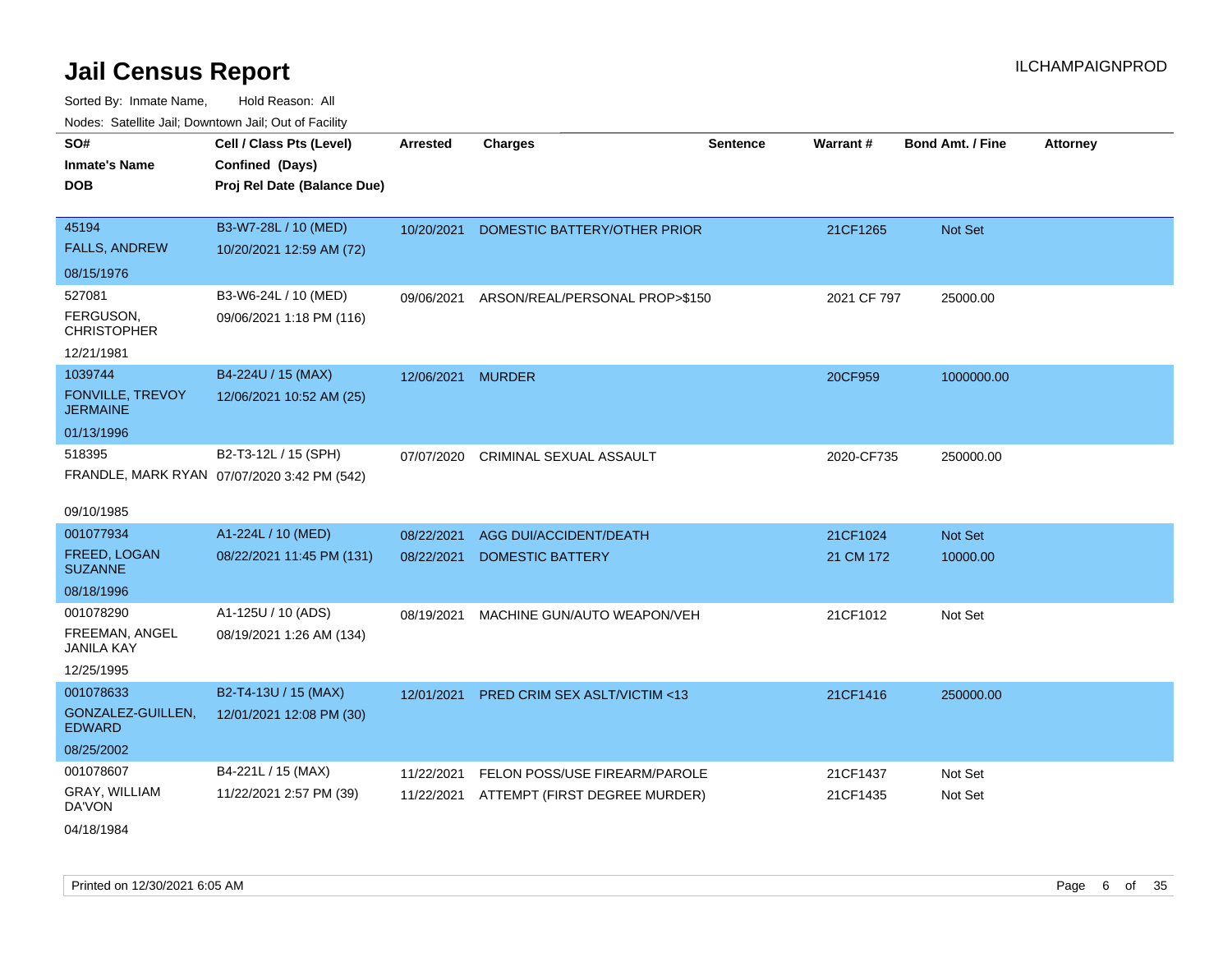# Jail Census Report

ILCHAMPAIGNPROD

Sorted By: Inmate Name, Hold Reason: All

Nodes: Satellite Jail; Downtown Jail; Out of Facility

| SO# / Inmate's Name / DOB | Cell / Class Pts (Level) / Confined (Days) / Proj Rel Date (Balance Due) | Arrested | Charges | Sentence | Warrant # | Bond Amt. / Fine | Attorney |
|---|---|---|---|---|---|---|---|
| 45194<br>FALLS, ANDREW<br>08/15/1976 | B3-W7-28L / 10 (MED)<br>10/20/2021 12:59 AM (72) | 10/20/2021 | DOMESTIC BATTERY/OTHER PRIOR | | 21CF1265 | Not Set | |
| 527081<br>FERGUSON, CHRISTOPHER<br>12/21/1981 | B3-W6-24L / 10 (MED)<br>09/06/2021 1:18 PM (116) | 09/06/2021 | ARSON/REAL/PERSONAL PROP>$150 | | 2021 CF 797 | 25000.00 | |
| 1039744<br>FONVILLE, TREVOY JERMAINE<br>01/13/1996 | B4-224U / 15 (MAX)<br>12/06/2021 10:52 AM (25) | 12/06/2021 | MURDER | | 20CF959 | 1000000.00 | |
| 518395<br>FRANDLE, MARK RYAN<br>09/10/1985 | B2-T3-12L / 15 (SPH)<br>07/07/2020 3:42 PM (542) | 07/07/2020 | CRIMINAL SEXUAL ASSAULT | | 2020-CF735 | 250000.00 | |
| 001077934<br>FREED, LOGAN SUZANNE<br>08/18/1996 | A1-224L / 10 (MED)<br>08/22/2021 11:45 PM (131) | 08/22/2021 | AGG DUI/ACCIDENT/DEATH | | 21CF1024 | Not Set | |
| | | 08/22/2021 | DOMESTIC BATTERY | | 21 CM 172 | 10000.00 | |
| 001078290<br>FREEMAN, ANGEL JANILA KAY<br>12/25/1995 | A1-125U / 10 (ADS)<br>08/19/2021 1:26 AM (134) | 08/19/2021 | MACHINE GUN/AUTO WEAPON/VEH | | 21CF1012 | Not Set | |
| 001078633<br>GONZALEZ-GUILLEN, EDWARD<br>08/25/2002 | B2-T4-13U / 15 (MAX)<br>12/01/2021 12:08 PM (30) | 12/01/2021 | PRED CRIM SEX ASLT/VICTIM <13 | | 21CF1416 | 250000.00 | |
| 001078607<br>GRAY, WILLIAM DA'VON<br>04/18/1984 | B4-221L / 15 (MAX)<br>11/22/2021 2:57 PM (39) | 11/22/2021 | FELON POSS/USE FIREARM/PAROLE | | 21CF1437 | Not Set | |
| | | 11/22/2021 | ATTEMPT (FIRST DEGREE MURDER) | | 21CF1435 | Not Set | |

Printed on 12/30/2021 6:05 AM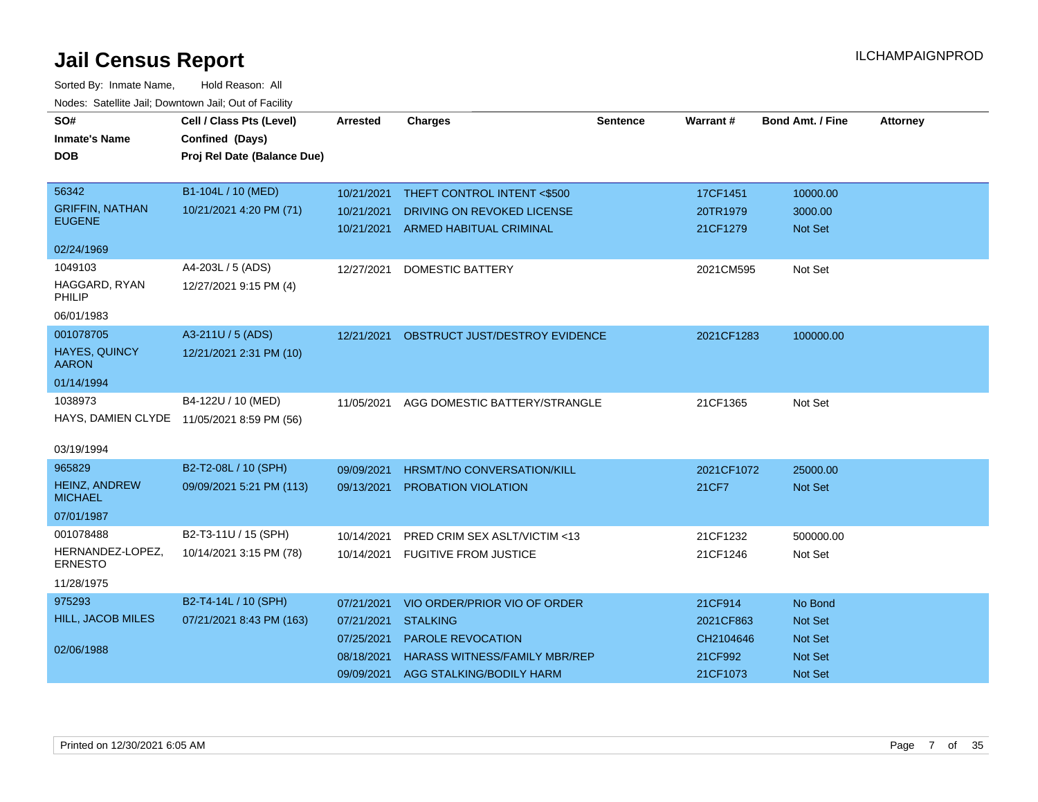# Jail Census Report

ILCHAMPAIGNPROD

Sorted By: Inmate Name, Hold Reason: All

Nodes: Satellite Jail; Downtown Jail; Out of Facility

| SO# / Inmate's Name / DOB | Cell / Class Pts (Level) / Confined (Days) / Proj Rel Date (Balance Due) | Arrested | Charges | Sentence | Warrant # | Bond Amt. / Fine | Attorney |
|---|---|---|---|---|---|---|---|
| 56342<br>GRIFFIN, NATHAN EUGENE<br>02/24/1969 | B1-104L / 10 (MED)<br>10/21/2021 4:20 PM (71) | 10/21/2021<br>10/21/2021<br>10/21/2021 | THEFT CONTROL INTENT <$500<br>DRIVING ON REVOKED LICENSE<br>ARMED HABITUAL CRIMINAL | | 17CF1451<br>20TR1979<br>21CF1279 | 10000.00<br>3000.00<br>Not Set | |
| 1049103<br>HAGGARD, RYAN PHILIP<br>06/01/1983 | A4-203L / 5 (ADS)<br>12/27/2021 9:15 PM (4) | 12/27/2021 | DOMESTIC BATTERY | | 2021CM595 | Not Set | |
| 001078705<br>HAYES, QUINCY AARON<br>01/14/1994 | A3-211U / 5 (ADS)<br>12/21/2021 2:31 PM (10) | 12/21/2021 | OBSTRUCT JUST/DESTROY EVIDENCE | | 2021CF1283 | 100000.00 | |
| 1038973<br>HAYS, DAMIEN CLYDE<br>03/19/1994 | B4-122U / 10 (MED)<br>11/05/2021 8:59 PM (56) | 11/05/2021 | AGG DOMESTIC BATTERY/STRANGLE | | 21CF1365 | Not Set | |
| 965829<br>HEINZ, ANDREW MICHAEL<br>07/01/1987 | B2-T2-08L / 10 (SPH)<br>09/09/2021 5:21 PM (113) | 09/09/2021<br>09/13/2021 | HRSMT/NO CONVERSATION/KILL<br>PROBATION VIOLATION | | 2021CF1072<br>21CF7 | 25000.00<br>Not Set | |
| 001078488<br>HERNANDEZ-LOPEZ, ERNESTO<br>11/28/1975 | B2-T3-11U / 15 (SPH)<br>10/14/2021 3:15 PM (78) | 10/14/2021<br>10/14/2021 | PRED CRIM SEX ASLT/VICTIM <13<br>FUGITIVE FROM JUSTICE | | 21CF1232<br>21CF1246 | 500000.00<br>Not Set | |
| 975293<br>HILL, JACOB MILES<br>02/06/1988 | B2-T4-14L / 10 (SPH)<br>07/21/2021 8:43 PM (163) | 07/21/2021<br>07/21/2021<br>07/25/2021<br>08/18/2021<br>09/09/2021 | VIO ORDER/PRIOR VIO OF ORDER<br>STALKING<br>PAROLE REVOCATION<br>HARASS WITNESS/FAMILY MBR/REP<br>AGG STALKING/BODILY HARM | | 21CF914<br>2021CF863<br>CH2104646<br>21CF992<br>21CF1073 | No Bond<br>Not Set<br>Not Set<br>Not Set<br>Not Set | |

Printed on 12/30/2021 6:05 AM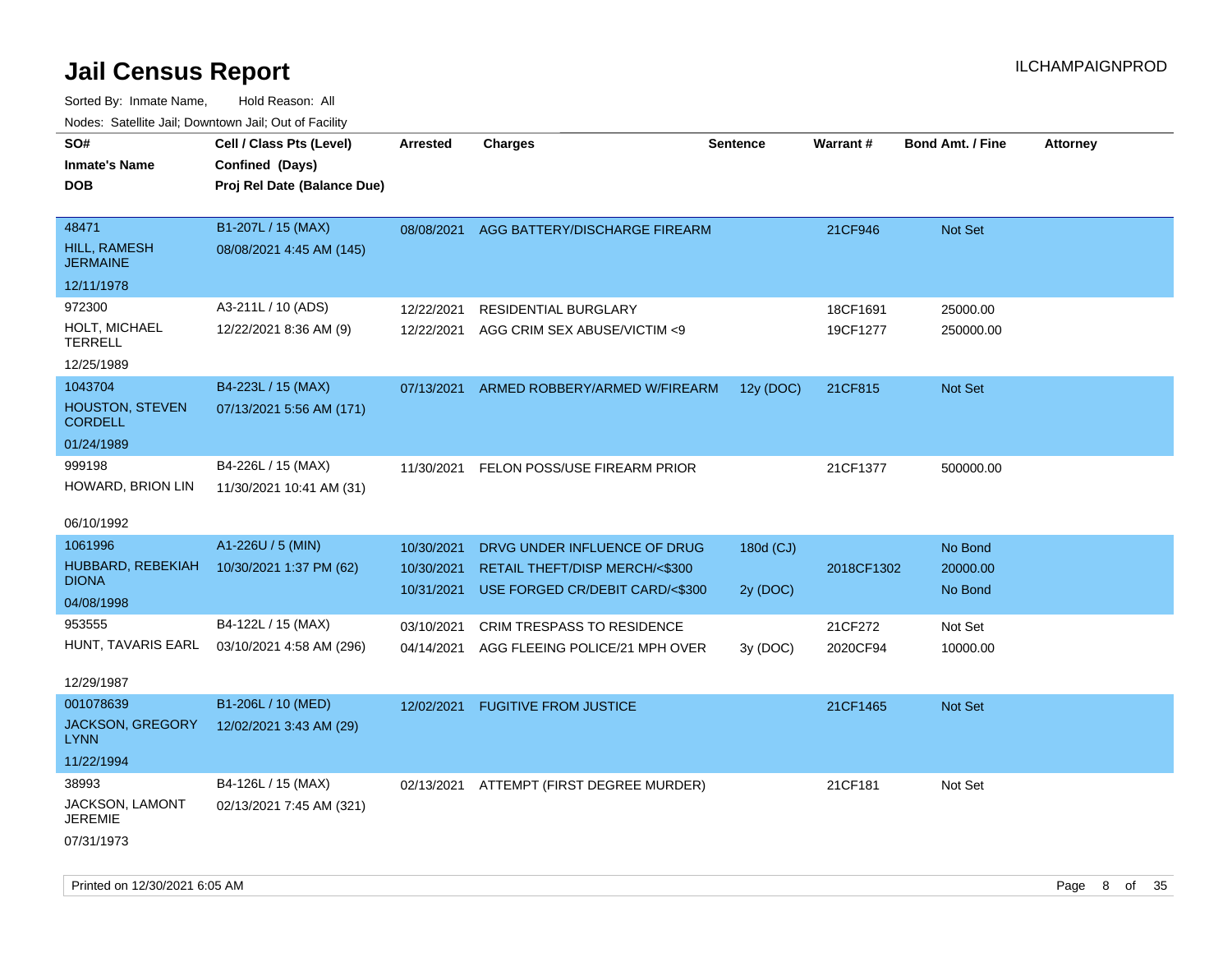# Jail Census Report

ILCHAMPAIGNPROD

Sorted By: Inmate Name, Hold Reason: All

Nodes: Satellite Jail; Downtown Jail; Out of Facility

| SO# / Inmate's Name / DOB | Cell / Class Pts (Level) / Confined (Days) / Proj Rel Date (Balance Due) | Arrested | Charges | Sentence | Warrant # | Bond Amt. / Fine | Attorney |
|---|---|---|---|---|---|---|---|
| 48471<br>HILL, RAMESH JERMAINE<br>12/11/1978 | B1-207L / 15 (MAX)<br>08/08/2021 4:45 AM (145) | 08/08/2021 | AGG BATTERY/DISCHARGE FIREARM | | 21CF946 | Not Set | |
| 972300<br>HOLT, MICHAEL TERRELL<br>12/25/1989 | A3-211L / 10 (ADS)<br>12/22/2021 8:36 AM (9) | 12/22/2021<br>12/22/2021 | RESIDENTIAL BURGLARY<br>AGG CRIM SEX ABUSE/VICTIM <9 | | 18CF1691<br>19CF1277 | 25000.00<br>250000.00 | |
| 1043704<br>HOUSTON, STEVEN CORDELL<br>01/24/1989 | B4-223L / 15 (MAX)<br>07/13/2021 5:56 AM (171) | 07/13/2021 | ARMED ROBBERY/ARMED W/FIREARM | 12y (DOC) | 21CF815 | Not Set | |
| 999198<br>HOWARD, BRION LIN<br>06/10/1992 | B4-226L / 15 (MAX)<br>11/30/2021 10:41 AM (31) | 11/30/2021 | FELON POSS/USE FIREARM PRIOR | | 21CF1377 | 500000.00 | |
| 1061996<br>HUBBARD, REBEKIAH DIONA<br>04/08/1998 | A1-226U / 5 (MIN)<br>10/30/2021 1:37 PM (62) | 10/30/2021<br>10/30/2021<br>10/31/2021 | DRVG UNDER INFLUENCE OF DRUG<br>RETAIL THEFT/DISP MERCH/<$300<br>USE FORGED CR/DEBIT CARD/<$300 | 180d (CJ)<br><br>2y (DOC) | <br>2018CF1302<br> | No Bond<br>20000.00<br>No Bond | |
| 953555<br>HUNT, TAVARIS EARL<br>12/29/1987 | B4-122L / 15 (MAX)<br>03/10/2021 4:58 AM (296) | 03/10/2021<br>04/14/2021 | CRIM TRESPASS TO RESIDENCE<br>AGG FLEEING POLICE/21 MPH OVER | <br>3y (DOC) | 21CF272<br>2020CF94 | Not Set<br>10000.00 | |
| 001078639<br>JACKSON, GREGORY LYNN<br>11/22/1994 | B1-206L / 10 (MED)<br>12/02/2021 3:43 AM (29) | 12/02/2021 | FUGITIVE FROM JUSTICE | | 21CF1465 | Not Set | |
| 38993<br>JACKSON, LAMONT JEREMIE<br>07/31/1973 | B4-126L / 15 (MAX)<br>02/13/2021 7:45 AM (321) | 02/13/2021 | ATTEMPT (FIRST DEGREE MURDER) | | 21CF181 | Not Set | |

Printed on 12/30/2021 6:05 AM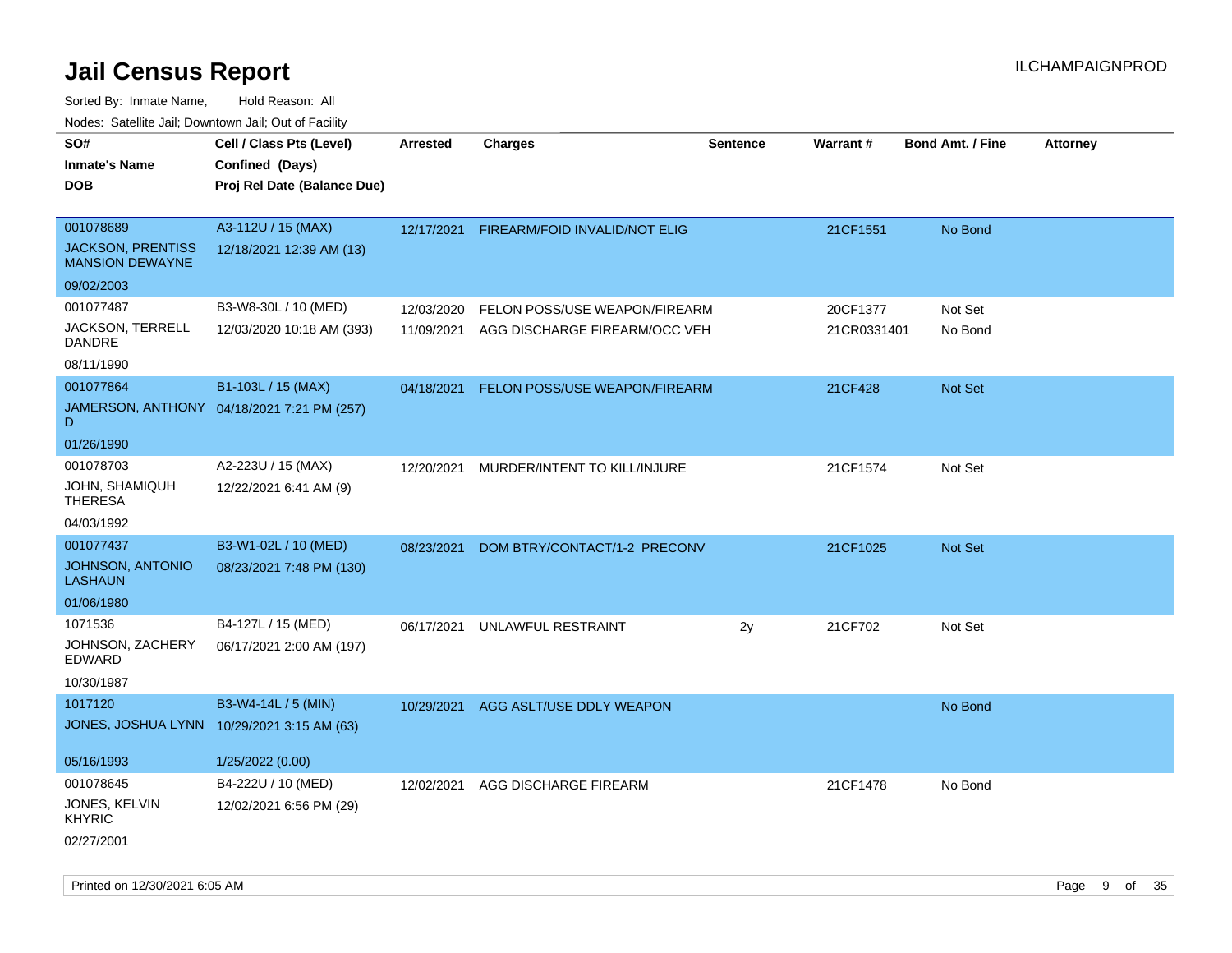# Jail Census Report

ILCHAMPAIGNPROD

Sorted By: Inmate Name, Hold Reason: All

Nodes: Satellite Jail; Downtown Jail; Out of Facility

| SO# / Inmate's Name / DOB | Cell / Class Pts (Level) / Confined (Days) / Proj Rel Date (Balance Due) | Arrested | Charges | Sentence | Warrant # | Bond Amt. / Fine | Attorney |
|---|---|---|---|---|---|---|---|
| 001078689 JACKSON, PRENTISS MANSION DEWAYNE 09/02/2003 | A3-112U / 15 (MAX) 12/18/2021 12:39 AM (13) | 12/17/2021 | FIREARM/FOID INVALID/NOT ELIG | | 21CF1551 | No Bond | |
| 001077487 JACKSON, TERRELL DANDRE 08/11/1990 | B3-W8-30L / 10 (MED) 12/03/2020 10:18 AM (393) | 12/03/2020 | FELON POSS/USE WEAPON/FIREARM | | 20CF1377 | Not Set | |
| | | 11/09/2021 | AGG DISCHARGE FIREARM/OCC VEH | | 21CR0331401 | No Bond | |
| 001077864 JAMERSON, ANTHONY D 01/26/1990 | B1-103L / 15 (MAX) 04/18/2021 7:21 PM (257) | 04/18/2021 | FELON POSS/USE WEAPON/FIREARM | | 21CF428 | Not Set | |
| 001078703 JOHN, SHAMIQUH THERESA 04/03/1992 | A2-223U / 15 (MAX) 12/22/2021 6:41 AM (9) | 12/20/2021 | MURDER/INTENT TO KILL/INJURE | | 21CF1574 | Not Set | |
| 001077437 JOHNSON, ANTONIO LASHAUN 01/06/1980 | B3-W1-02L / 10 (MED) 08/23/2021 7:48 PM (130) | 08/23/2021 | DOM BTRY/CONTACT/1-2 PRECONV | | 21CF1025 | Not Set | |
| 1071536 JOHNSON, ZACHERY EDWARD 10/30/1987 | B4-127L / 15 (MED) 06/17/2021 2:00 AM (197) | 06/17/2021 | UNLAWFUL RESTRAINT | 2y | 21CF702 | Not Set | |
| 1017120 JONES, JOSHUA LYNN 05/16/1993 | B3-W4-14L / 5 (MIN) 10/29/2021 3:15 AM (63) 1/25/2022 (0.00) | 10/29/2021 | AGG ASLT/USE DDLY WEAPON | | | No Bond | |
| 001078645 JONES, KELVIN KHYRIC 02/27/2001 | B4-222U / 10 (MED) 12/02/2021 6:56 PM (29) | 12/02/2021 | AGG DISCHARGE FIREARM | | 21CF1478 | No Bond | |

Printed on 12/30/2021 6:05 AM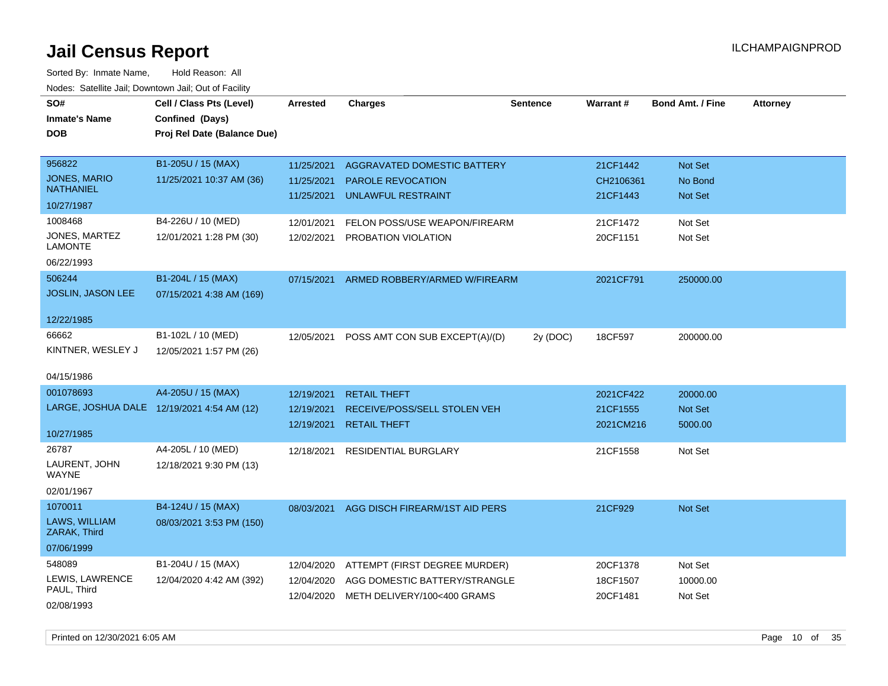# Jail Census Report

ILCHAMPAIGNPROD

Sorted By: Inmate Name, Hold Reason: All

Nodes: Satellite Jail; Downtown Jail; Out of Facility

| SO# / Inmate's Name / DOB | Cell / Class Pts (Level) / Confined (Days) / Proj Rel Date (Balance Due) | Arrested | Charges | Sentence | Warrant # | Bond Amt. / Fine | Attorney |
|---|---|---|---|---|---|---|---|
| 956822 JONES, MARIO NATHANIEL 10/27/1987 | B1-205U / 15 (MAX) 11/25/2021 10:37 AM (36) | 11/25/2021 | AGGRAVATED DOMESTIC BATTERY | | 21CF1442 | Not Set | |
| | | 11/25/2021 | PAROLE REVOCATION | | CH2106361 | No Bond | |
| | | 11/25/2021 | UNLAWFUL RESTRAINT | | 21CF1443 | Not Set | |
| 1008468 JONES, MARTEZ LAMONTE 06/22/1993 | B4-226U / 10 (MED) 12/01/2021 1:28 PM (30) | 12/01/2021 | FELON POSS/USE WEAPON/FIREARM | | 21CF1472 | Not Set | |
| | | 12/02/2021 | PROBATION VIOLATION | | 20CF1151 | Not Set | |
| 506244 JOSLIN, JASON LEE 12/22/1985 | B1-204L / 15 (MAX) 07/15/2021 4:38 AM (169) | 07/15/2021 | ARMED ROBBERY/ARMED W/FIREARM | | 2021CF791 | 250000.00 | |
| 66662 KINTNER, WESLEY J 04/15/1986 | B1-102L / 10 (MED) 12/05/2021 1:57 PM (26) | 12/05/2021 | POSS AMT CON SUB EXCEPT(A)/(D) | 2y (DOC) | 18CF597 | 200000.00 | |
| 001078693 LARGE, JOSHUA DALE 10/27/1985 | A4-205U / 15 (MAX) 12/19/2021 4:54 AM (12) | 12/19/2021 | RETAIL THEFT | | 2021CF422 | 20000.00 | |
| | | 12/19/2021 | RECEIVE/POSS/SELL STOLEN VEH | | 21CF1555 | Not Set | |
| | | 12/19/2021 | RETAIL THEFT | | 2021CM216 | 5000.00 | |
| 26787 LAURENT, JOHN WAYNE 02/01/1967 | A4-205L / 10 (MED) 12/18/2021 9:30 PM (13) | 12/18/2021 | RESIDENTIAL BURGLARY | | 21CF1558 | Not Set | |
| 1070011 LAWS, WILLIAM ZARAK, Third 07/06/1999 | B4-124U / 15 (MAX) 08/03/2021 3:53 PM (150) | 08/03/2021 | AGG DISCH FIREARM/1ST AID PERS | | 21CF929 | Not Set | |
| 548089 LEWIS, LAWRENCE PAUL, Third 02/08/1993 | B1-204U / 15 (MAX) 12/04/2020 4:42 AM (392) | 12/04/2020 | ATTEMPT (FIRST DEGREE MURDER) | | 20CF1378 | Not Set | |
| | | 12/04/2020 | AGG DOMESTIC BATTERY/STRANGLE | | 18CF1507 | 10000.00 | |
| | | 12/04/2020 | METH DELIVERY/100<400 GRAMS | | 20CF1481 | Not Set | |

Printed on 12/30/2021 6:05 AM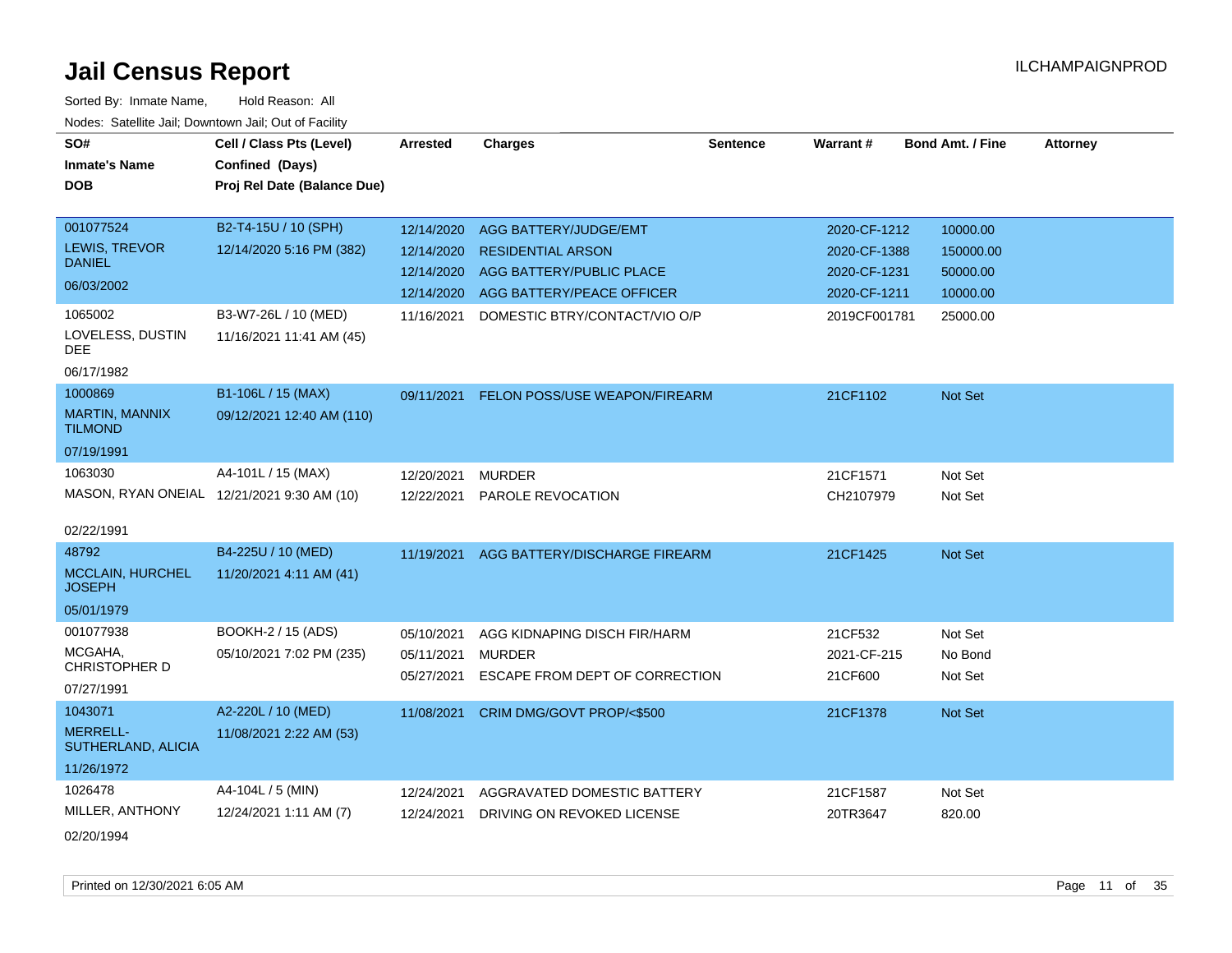# Jail Census Report

Sorted By: Inmate Name, Hold Reason: All

Nodes: Satellite Jail; Downtown Jail; Out of Facility

| SO# / Inmate's Name / DOB | Cell / Class Pts (Level) / Confined (Days) / Proj Rel Date (Balance Due) | Arrested | Charges | Sentence | Warrant # | Bond Amt. / Fine | Attorney |
|---|---|---|---|---|---|---|---|
| 001077524<br>LEWIS, TREVOR DANIEL<br>06/03/2002 | B2-T4-15U / 10 (SPH)<br>12/14/2020 5:16 PM (382) | 12/14/2020 | AGG BATTERY/JUDGE/EMT | | 2020-CF-1212 | 10000.00 | |
| | | 12/14/2020 | RESIDENTIAL ARSON | | 2020-CF-1388 | 150000.00 | |
| | | 12/14/2020 | AGG BATTERY/PUBLIC PLACE | | 2020-CF-1231 | 50000.00 | |
| | | 12/14/2020 | AGG BATTERY/PEACE OFFICER | | 2020-CF-1211 | 10000.00 | |
| 1065002<br>LOVELESS, DUSTIN DEE<br>06/17/1982 | B3-W7-26L / 10 (MED)<br>11/16/2021 11:41 AM (45) | 11/16/2021 | DOMESTIC BTRY/CONTACT/VIO O/P | | 2019CF001781 | 25000.00 | |
| 1000869<br>MARTIN, MANNIX TILMOND<br>07/19/1991 | B1-106L / 15 (MAX)<br>09/12/2021 12:40 AM (110) | 09/11/2021 | FELON POSS/USE WEAPON/FIREARM | | 21CF1102 | Not Set | |
| 1063030<br>MASON, RYAN ONEIAL<br>02/22/1991 | A4-101L / 15 (MAX)<br>12/21/2021 9:30 AM (10) | 12/20/2021 | MURDER | | 21CF1571 | Not Set | |
| | | 12/22/2021 | PAROLE REVOCATION | | CH2107979 | Not Set | |
| 48792<br>MCCLAIN, HURCHEL JOSEPH<br>05/01/1979 | B4-225U / 10 (MED)<br>11/20/2021 4:11 AM (41) | 11/19/2021 | AGG BATTERY/DISCHARGE FIREARM | | 21CF1425 | Not Set | |
| 001077938<br>MCGAHA, CHRISTOPHER D<br>07/27/1991 | BOOKH-2 / 15 (ADS)<br>05/10/2021 7:02 PM (235) | 05/10/2021 | AGG KIDNAPING DISCH FIR/HARM | | 21CF532 | Not Set | |
| | | 05/11/2021 | MURDER | | 2021-CF-215 | No Bond | |
| | | 05/27/2021 | ESCAPE FROM DEPT OF CORRECTION | | 21CF600 | Not Set | |
| 1043071<br>MERRELL-SUTHERLAND, ALICIA<br>11/26/1972 | A2-220L / 10 (MED)<br>11/08/2021 2:22 AM (53) | 11/08/2021 | CRIM DMG/GOVT PROP/<$500 | | 21CF1378 | Not Set | |
| 1026478<br>MILLER, ANTHONY<br>02/20/1994 | A4-104L / 5 (MIN)<br>12/24/2021 1:11 AM (7) | 12/24/2021 | AGGRAVATED DOMESTIC BATTERY | | 21CF1587 | Not Set | |
| | | 12/24/2021 | DRIVING ON REVOKED LICENSE | | 20TR3647 | 820.00 | |

Printed on 12/30/2021 6:05 AM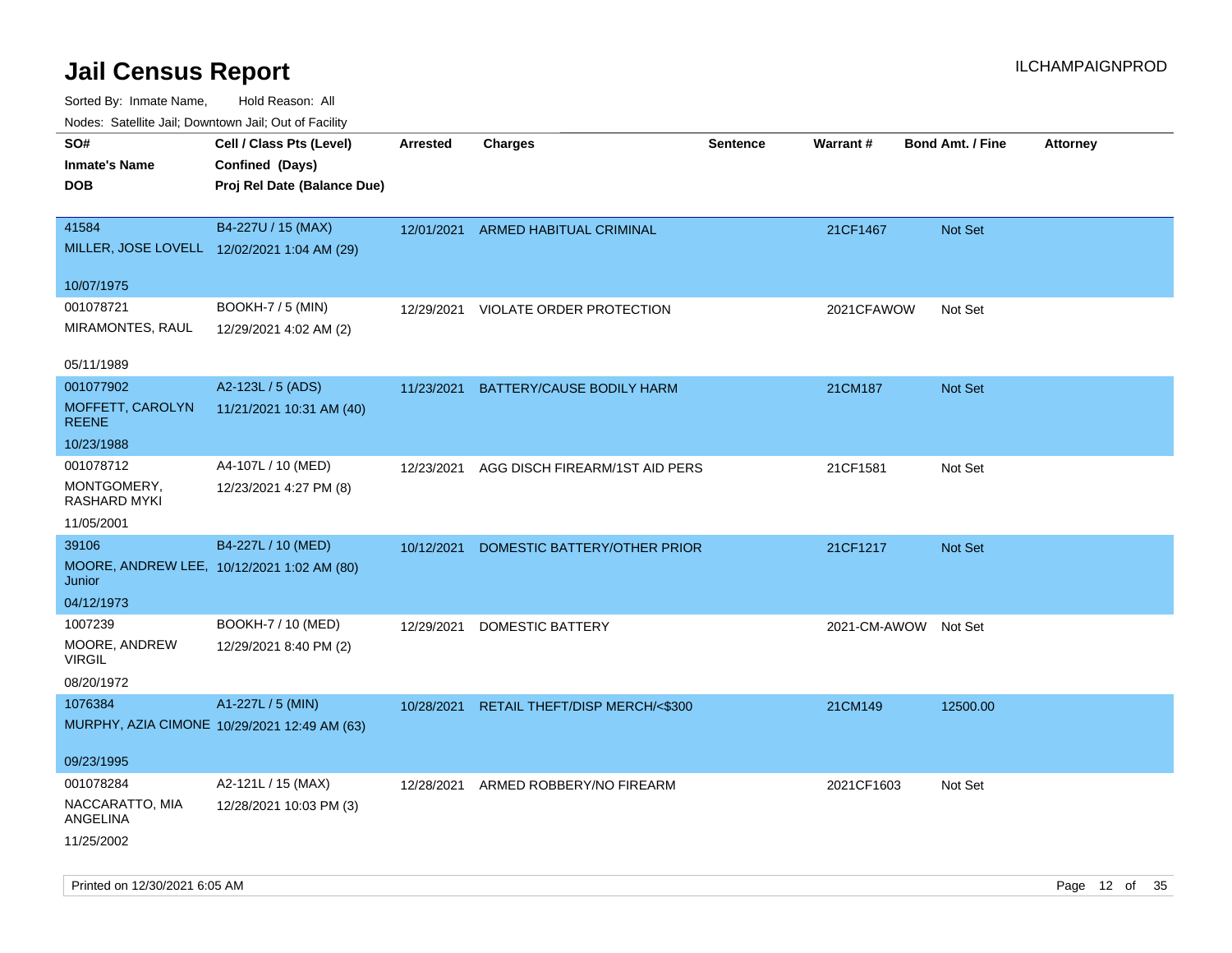# Jail Census Report

Sorted By: Inmate Name, Hold Reason: All

Nodes: Satellite Jail; Downtown Jail; Out of Facility

| SO# / Inmate's Name / DOB | Cell / Class Pts (Level) / Confined (Days) / Proj Rel Date (Balance Due) | Arrested | Charges | Sentence | Warrant # | Bond Amt. / Fine | Attorney |
|---|---|---|---|---|---|---|---|
| 41584<br>MILLER, JOSE LOVELL<br>10/07/1975 | B4-227U / 15 (MAX)<br>12/02/2021 1:04 AM (29) | 12/01/2021 | ARMED HABITUAL CRIMINAL | | 21CF1467 | Not Set | |
| 001078721<br>MIRAMONTES, RAUL<br>05/11/1989 | BOOKH-7 / 5 (MIN)<br>12/29/2021 4:02 AM (2) | 12/29/2021 | VIOLATE ORDER PROTECTION | | 2021CFAWOW | Not Set | |
| 001077902<br>MOFFETT, CAROLYN REENE<br>10/23/1988 | A2-123L / 5 (ADS)<br>11/21/2021 10:31 AM (40) | 11/23/2021 | BATTERY/CAUSE BODILY HARM | | 21CM187 | Not Set | |
| 001078712<br>MONTGOMERY, RASHARD MYKI<br>11/05/2001 | A4-107L / 10 (MED)<br>12/23/2021 4:27 PM (8) | 12/23/2021 | AGG DISCH FIREARM/1ST AID PERS | | 21CF1581 | Not Set | |
| 39106<br>MOORE, ANDREW LEE, Junior<br>04/12/1973 | B4-227L / 10 (MED)<br>10/12/2021 1:02 AM (80) | 10/12/2021 | DOMESTIC BATTERY/OTHER PRIOR | | 21CF1217 | Not Set | |
| 1007239<br>MOORE, ANDREW VIRGIL<br>08/20/1972 | BOOKH-7 / 10 (MED)<br>12/29/2021 8:40 PM (2) | 12/29/2021 | DOMESTIC BATTERY | | 2021-CM-AWOW | Not Set | |
| 1076384<br>MURPHY, AZIA CIMONE<br>09/23/1995 | A1-227L / 5 (MIN)<br>10/29/2021 12:49 AM (63) | 10/28/2021 | RETAIL THEFT/DISP MERCH/<$300 | | 21CM149 | 12500.00 | |
| 001078284<br>NACCARATTO, MIA ANGELINA<br>11/25/2002 | A2-121L / 15 (MAX)<br>12/28/2021 10:03 PM (3) | 12/28/2021 | ARMED ROBBERY/NO FIREARM | | 2021CF1603 | Not Set | |

Printed on 12/30/2021 6:05 AM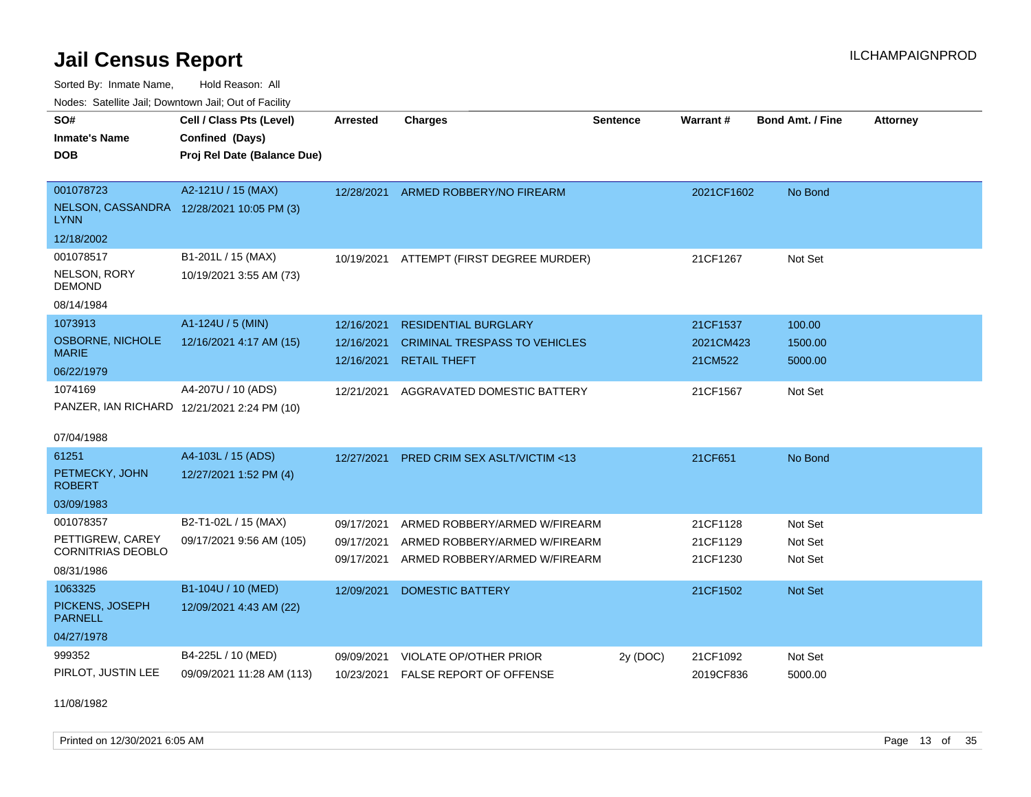# Jail Census Report

ILCHAMPAIGNPROD

Sorted By: Inmate Name, Hold Reason: All

Nodes: Satellite Jail; Downtown Jail; Out of Facility

| SO# / Inmate's Name / DOB | Cell / Class Pts (Level) / Confined (Days) / Proj Rel Date (Balance Due) | Arrested | Charges | Sentence | Warrant # | Bond Amt. / Fine | Attorney |
|---|---|---|---|---|---|---|---|
| 001078723<br>NELSON, CASSANDRA LYNN<br>12/18/2002 | A2-121U / 15 (MAX)<br>12/28/2021 10:05 PM (3) | 12/28/2021 | ARMED ROBBERY/NO FIREARM | | 2021CF1602 | No Bond | |
| 001078517<br>NELSON, RORY DEMOND<br>08/14/1984 | B1-201L / 15 (MAX)<br>10/19/2021 3:55 AM (73) | 10/19/2021 | ATTEMPT (FIRST DEGREE MURDER) | | 21CF1267 | Not Set | |
| 1073913<br>OSBORNE, NICHOLE MARIE<br>06/22/1979 | A1-124U / 5 (MIN)<br>12/16/2021 4:17 AM (15) | 12/16/2021<br>12/16/2021<br>12/16/2021 | RESIDENTIAL BURGLARY<br>CRIMINAL TRESPASS TO VEHICLES<br>RETAIL THEFT | | 21CF1537<br>2021CM423<br>21CM522 | 100.00<br>1500.00<br>5000.00 | |
| 1074169<br>PANZER, IAN RICHARD<br>07/04/1988 | A4-207U / 10 (ADS)<br>12/21/2021 2:24 PM (10) | 12/21/2021 | AGGRAVATED DOMESTIC BATTERY | | 21CF1567 | Not Set | |
| 61251<br>PETMECKY, JOHN ROBERT<br>03/09/1983 | A4-103L / 15 (ADS)<br>12/27/2021 1:52 PM (4) | 12/27/2021 | PRED CRIM SEX ASLT/VICTIM <13 | | 21CF651 | No Bond | |
| 001078357<br>PETTIGREW, CAREY CORNITRIAS DEOBLO<br>08/31/1986 | B2-T1-02L / 15 (MAX)<br>09/17/2021 9:56 AM (105) | 09/17/2021<br>09/17/2021<br>09/17/2021 | ARMED ROBBERY/ARMED W/FIREARM<br>ARMED ROBBERY/ARMED W/FIREARM<br>ARMED ROBBERY/ARMED W/FIREARM | | 21CF1128<br>21CF1129<br>21CF1230 | Not Set<br>Not Set<br>Not Set | |
| 1063325<br>PICKENS, JOSEPH PARNELL<br>04/27/1978 | B1-104U / 10 (MED)<br>12/09/2021 4:43 AM (22) | 12/09/2021 | DOMESTIC BATTERY | | 21CF1502 | Not Set | |
| 999352<br>PIRLOT, JUSTIN LEE<br>11/08/1982 | B4-225L / 10 (MED)<br>09/09/2021 11:28 AM (113) | 09/09/2021<br>10/23/2021 | VIOLATE OP/OTHER PRIOR<br>FALSE REPORT OF OFFENSE | 2y (DOC) | 21CF1092<br>2019CF836 | Not Set<br>5000.00 | |

Printed on 12/30/2021 6:05 AM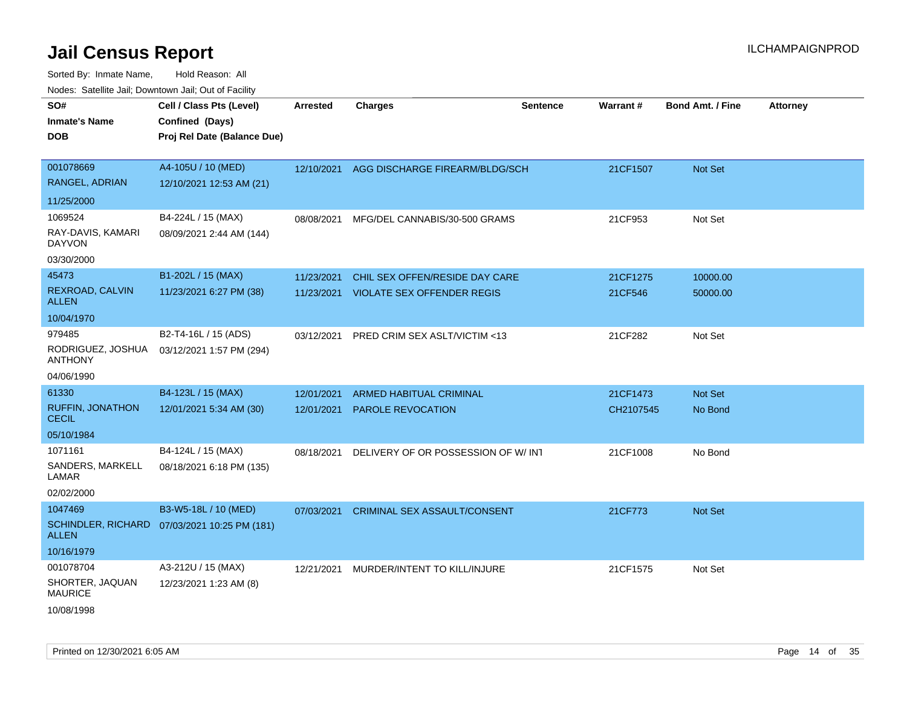# Jail Census Report

Sorted By: Inmate Name, Hold Reason: All

Nodes: Satellite Jail; Downtown Jail; Out of Facility

| SO# / Inmate's Name / DOB | Cell / Class Pts (Level) / Confined (Days) / Proj Rel Date (Balance Due) | Arrested | Charges | Sentence | Warrant # | Bond Amt. / Fine | Attorney |
|---|---|---|---|---|---|---|---|
| 001078669 RANGEL, ADRIAN 11/25/2000 | A4-105U / 10 (MED) 12/10/2021 12:53 AM (21) | 12/10/2021 | AGG DISCHARGE FIREARM/BLDG/SCH | | 21CF1507 | Not Set | |
| 1069524 RAY-DAVIS, KAMARI DAYVON 03/30/2000 | B4-224L / 15 (MAX) 08/09/2021 2:44 AM (144) | 08/08/2021 | MFG/DEL CANNABIS/30-500 GRAMS | | 21CF953 | Not Set | |
| 45473 REXROAD, CALVIN ALLEN 10/04/1970 | B1-202L / 15 (MAX) 11/23/2021 6:27 PM (38) | 11/23/2021 | CHIL SEX OFFEN/RESIDE DAY CARE | | 21CF1275 | 10000.00 | |
| | | 11/23/2021 | VIOLATE SEX OFFENDER REGIS | | 21CF546 | 50000.00 | |
| 979485 RODRIGUEZ, JOSHUA ANTHONY 04/06/1990 | B2-T4-16L / 15 (ADS) 03/12/2021 1:57 PM (294) | 03/12/2021 | PRED CRIM SEX ASLT/VICTIM <13 | | 21CF282 | Not Set | |
| 61330 RUFFIN, JONATHON CECIL 05/10/1984 | B4-123L / 15 (MAX) 12/01/2021 5:34 AM (30) | 12/01/2021 | ARMED HABITUAL CRIMINAL | | 21CF1473 | Not Set | |
| | | 12/01/2021 | PAROLE REVOCATION | | CH2107545 | No Bond | |
| 1071161 SANDERS, MARKELL LAMAR 02/02/2000 | B4-124L / 15 (MAX) 08/18/2021 6:18 PM (135) | 08/18/2021 | DELIVERY OF OR POSSESSION OF W/ INT | | 21CF1008 | No Bond | |
| 1047469 SCHINDLER, RICHARD ALLEN 10/16/1979 | B3-W5-18L / 10 (MED) 07/03/2021 10:25 PM (181) | 07/03/2021 | CRIMINAL SEX ASSAULT/CONSENT | | 21CF773 | Not Set | |
| 001078704 SHORTER, JAQUAN MAURICE 10/08/1998 | A3-212U / 15 (MAX) 12/23/2021 1:23 AM (8) | 12/21/2021 | MURDER/INTENT TO KILL/INJURE | | 21CF1575 | Not Set | |

Printed on 12/30/2021 6:05 AM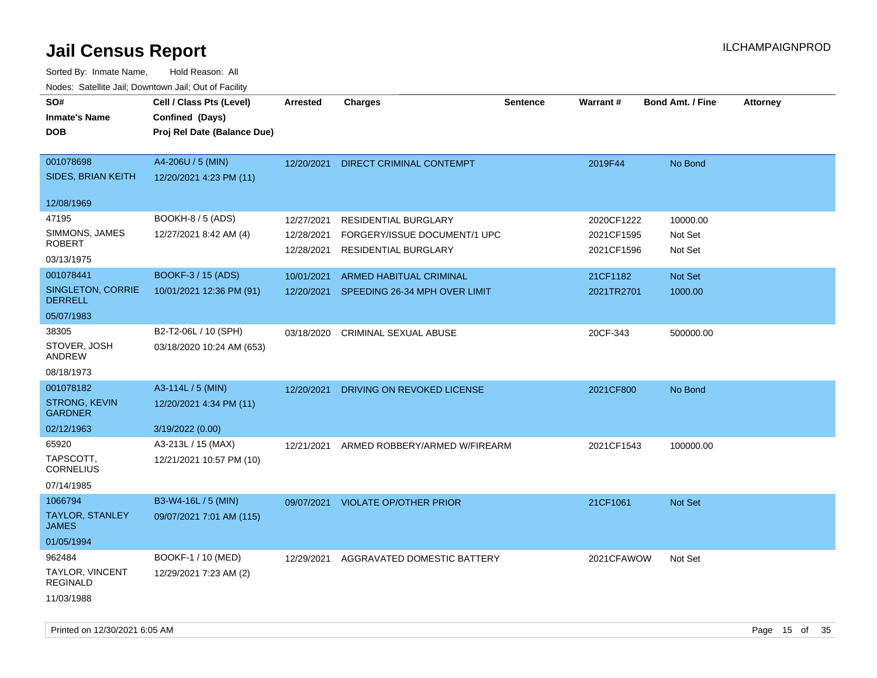# Jail Census Report

ILCHAMPAIGNPROD

Sorted By: Inmate Name, Hold Reason: All

Nodes: Satellite Jail; Downtown Jail; Out of Facility

| SO# / Inmate's Name / DOB | Cell / Class Pts (Level) / Confined (Days) / Proj Rel Date (Balance Due) | Arrested | Charges | Sentence | Warrant # | Bond Amt. / Fine | Attorney |
|---|---|---|---|---|---|---|---|
| 001078698 SIDES, BRIAN KEITH 12/08/1969 | A4-206U / 5 (MIN) 12/20/2021 4:23 PM (11) | 12/20/2021 | DIRECT CRIMINAL CONTEMPT | | 2019F44 | No Bond | |
| 47195 SIMMONS, JAMES ROBERT 03/13/1975 | BOOKH-8 / 5 (ADS) 12/27/2021 8:42 AM (4) | 12/27/2021 | RESIDENTIAL BURGLARY | | 2020CF1222 | 10000.00 | |
| | | 12/28/2021 | FORGERY/ISSUE DOCUMENT/1 UPC | | 2021CF1595 | Not Set | |
| | | 12/28/2021 | RESIDENTIAL BURGLARY | | 2021CF1596 | Not Set | |
| 001078441 SINGLETON, CORRIE DERRELL 05/07/1983 | BOOKF-3 / 15 (ADS) 10/01/2021 12:36 PM (91) | 10/01/2021 | ARMED HABITUAL CRIMINAL | | 21CF1182 | Not Set | |
| | | 12/20/2021 | SPEEDING 26-34 MPH OVER LIMIT | | 2021TR2701 | 1000.00 | |
| 38305 STOVER, JOSH ANDREW 08/18/1973 | B2-T2-06L / 10 (SPH) 03/18/2020 10:24 AM (653) | 03/18/2020 | CRIMINAL SEXUAL ABUSE | | 20CF-343 | 500000.00 | |
| 001078182 STRONG, KEVIN GARDNER 02/12/1963 | A3-114L / 5 (MIN) 12/20/2021 4:34 PM (11) 3/19/2022 (0.00) | 12/20/2021 | DRIVING ON REVOKED LICENSE | | 2021CF800 | No Bond | |
| 65920 TAPSCOTT, CORNELIUS 07/14/1985 | A3-213L / 15 (MAX) 12/21/2021 10:57 PM (10) | 12/21/2021 | ARMED ROBBERY/ARMED W/FIREARM | | 2021CF1543 | 100000.00 | |
| 1066794 TAYLOR, STANLEY JAMES 01/05/1994 | B3-W4-16L / 5 (MIN) 09/07/2021 7:01 AM (115) | 09/07/2021 | VIOLATE OP/OTHER PRIOR | | 21CF1061 | Not Set | |
| 962484 TAYLOR, VINCENT REGINALD 11/03/1988 | BOOKF-1 / 10 (MED) 12/29/2021 7:23 AM (2) | 12/29/2021 | AGGRAVATED DOMESTIC BATTERY | | 2021CFAWOW | Not Set | |

Printed on 12/30/2021 6:05 AM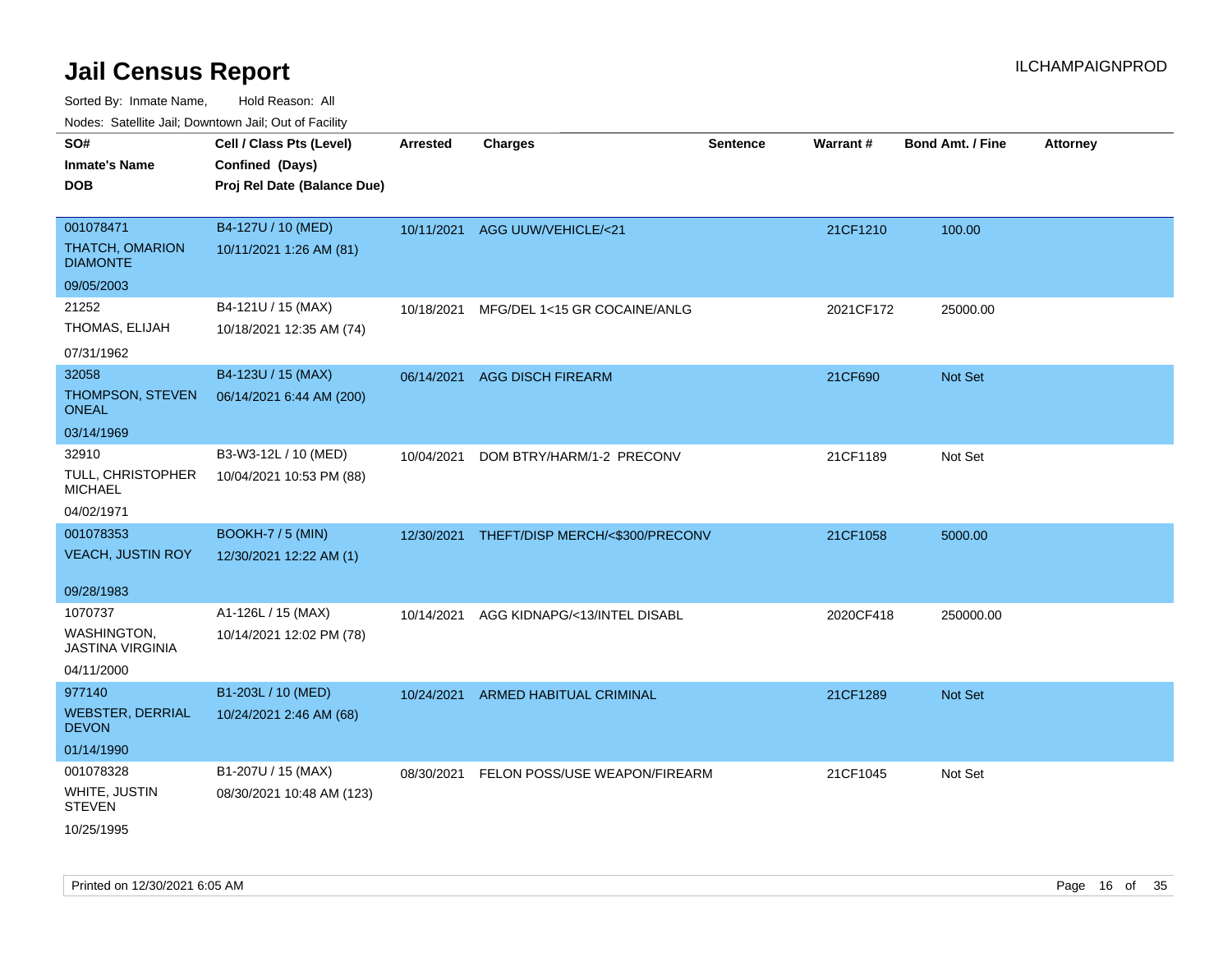# Jail Census Report

ILCHAMPAIGNPROD

Sorted By: Inmate Name, Hold Reason: All

Nodes: Satellite Jail; Downtown Jail; Out of Facility

| SO# / Inmate's Name / DOB | Cell / Class Pts (Level) / Confined (Days) / Proj Rel Date (Balance Due) | Arrested | Charges | Sentence | Warrant # | Bond Amt. / Fine | Attorney |
|---|---|---|---|---|---|---|---|
| 001078471<br>THATCH, OMARION DIAMONTE<br>09/05/2003 | B4-127U / 10 (MED)<br>10/11/2021 1:26 AM (81) | 10/11/2021 | AGG UUW/VEHICLE/<21 | | 21CF1210 | 100.00 | |
| 21252<br>THOMAS, ELIJAH<br>07/31/1962 | B4-121U / 15 (MAX)<br>10/18/2021 12:35 AM (74) | 10/18/2021 | MFG/DEL 1<15 GR COCAINE/ANLG | | 2021CF172 | 25000.00 | |
| 32058<br>THOMPSON, STEVEN ONEAL<br>03/14/1969 | B4-123U / 15 (MAX)<br>06/14/2021 6:44 AM (200) | 06/14/2021 | AGG DISCH FIREARM | | 21CF690 | Not Set | |
| 32910<br>TULL, CHRISTOPHER MICHAEL<br>04/02/1971 | B3-W3-12L / 10 (MED)<br>10/04/2021 10:53 PM (88) | 10/04/2021 | DOM BTRY/HARM/1-2 PRECONV | | 21CF1189 | Not Set | |
| 001078353<br>VEACH, JUSTIN ROY<br>09/28/1983 | BOOKH-7 / 5 (MIN)<br>12/30/2021 12:22 AM (1) | 12/30/2021 | THEFT/DISP MERCH/<$300/PRECONV | | 21CF1058 | 5000.00 | |
| 1070737<br>WASHINGTON, JASTINA VIRGINIA<br>04/11/2000 | A1-126L / 15 (MAX)<br>10/14/2021 12:02 PM (78) | 10/14/2021 | AGG KIDNAPG/<13/INTEL DISABL | | 2020CF418 | 250000.00 | |
| 977140<br>WEBSTER, DERRIAL DEVON<br>01/14/1990 | B1-203L / 10 (MED)<br>10/24/2021 2:46 AM (68) | 10/24/2021 | ARMED HABITUAL CRIMINAL | | 21CF1289 | Not Set | |
| 001078328<br>WHITE, JUSTIN STEVEN<br>10/25/1995 | B1-207U / 15 (MAX)<br>08/30/2021 10:48 AM (123) | 08/30/2021 | FELON POSS/USE WEAPON/FIREARM | | 21CF1045 | Not Set | |

Printed on 12/30/2021 6:05 AM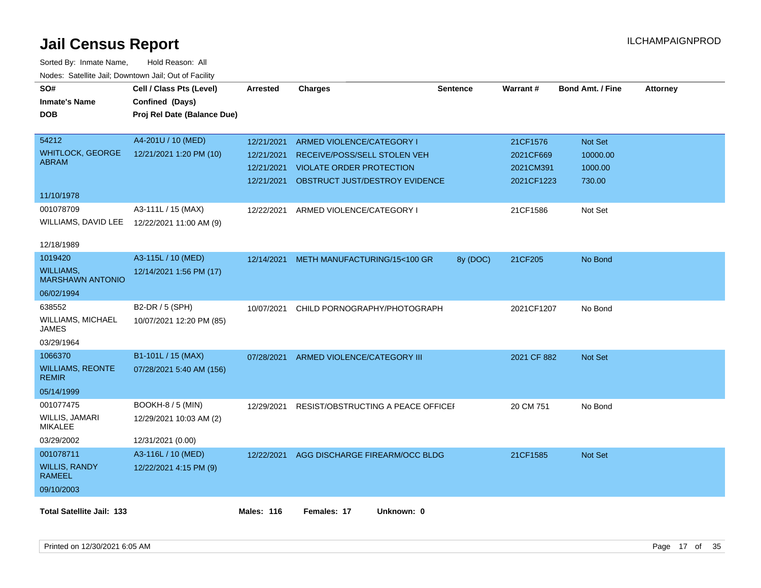# Jail Census Report

ILCHAMPAIGNPROD

Sorted By: Inmate Name, Hold Reason: All

Nodes: Satellite Jail; Downtown Jail; Out of Facility

| SO# / Inmate's Name / DOB | Cell / Class Pts (Level) / Confined (Days) / Proj Rel Date (Balance Due) | Arrested | Charges | Sentence | Warrant # | Bond Amt. / Fine | Attorney |
|---|---|---|---|---|---|---|---|
| 54212<br>WHITLOCK, GEORGE ABRAM<br>11/10/1978 | A4-201U / 10 (MED)<br>12/21/2021 1:20 PM (10) | 12/21/2021<br>12/21/2021<br>12/21/2021<br>12/21/2021 | ARMED VIOLENCE/CATEGORY I<br>RECEIVE/POSS/SELL STOLEN VEH<br>VIOLATE ORDER PROTECTION<br>OBSTRUCT JUST/DESTROY EVIDENCE | | 21CF1576<br>2021CF669<br>2021CM391<br>2021CF1223 | Not Set<br>10000.00<br>1000.00<br>730.00 | |
| 001078709<br>WILLIAMS, DAVID LEE<br>12/18/1989 | A3-111L / 15 (MAX)<br>12/22/2021 11:00 AM (9) | 12/22/2021 | ARMED VIOLENCE/CATEGORY I | | 21CF1586 | Not Set | |
| 1019420<br>WILLIAMS, MARSHAWN ANTONIO<br>06/02/1994 | A3-115L / 10 (MED)<br>12/14/2021 1:56 PM (17) | 12/14/2021 | METH MANUFACTURING/15<100 GR | 8y (DOC) | 21CF205 | No Bond | |
| 638552<br>WILLIAMS, MICHAEL JAMES<br>03/29/1964 | B2-DR / 5 (SPH)<br>10/07/2021 12:20 PM (85) | 10/07/2021 | CHILD PORNOGRAPHY/PHOTOGRAPH | | 2021CF1207 | No Bond | |
| 1066370<br>WILLIAMS, REONTE REMIR<br>05/14/1999 | B1-101L / 15 (MAX)<br>07/28/2021 5:40 AM (156) | 07/28/2021 | ARMED VIOLENCE/CATEGORY III | | 2021 CF 882 | Not Set | |
| 001077475<br>WILLIS, JAMARI MIKALEE<br>03/29/2002 | BOOKH-8 / 5 (MIN)<br>12/29/2021 10:03 AM (2)<br>12/31/2021 (0.00) | 12/29/2021 | RESIST/OBSTRUCTING A PEACE OFFICEI | | 20 CM 751 | No Bond | |
| 001078711<br>WILLIS, RANDY RAMEEL<br>09/10/2003 | A3-116L / 10 (MED)<br>12/22/2021 4:15 PM (9) | 12/22/2021 | AGG DISCHARGE FIREARM/OCC BLDG | | 21CF1585 | Not Set | |

**Total Satellite Jail: 133** **Males: 116** **Females: 17** **Unknown: 0**

Printed on 12/30/2021 6:05 AM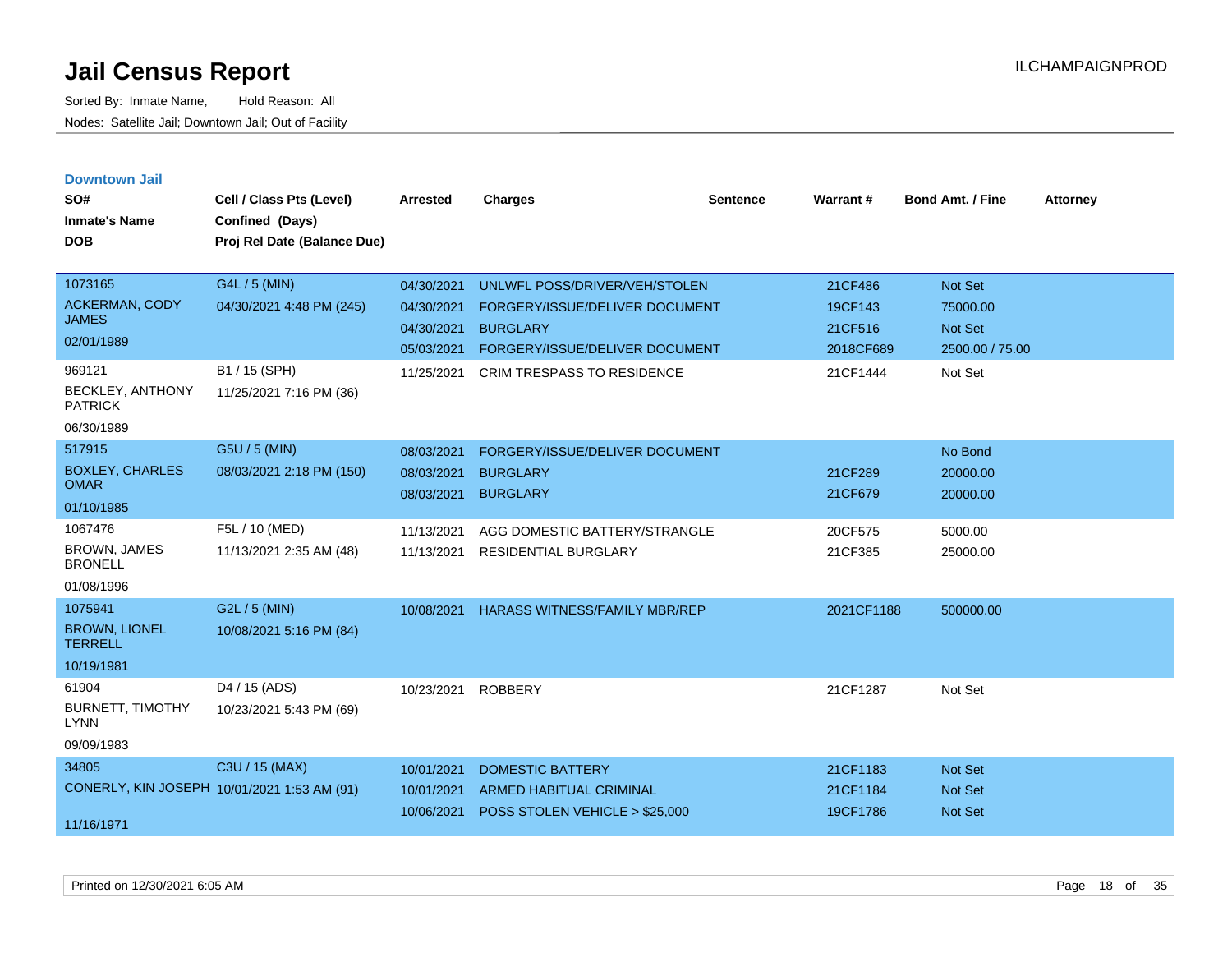# Jail Census Report

Sorted By: Inmate Name, Hold Reason: All
Nodes: Satellite Jail; Downtown Jail; Out of Facility

ILCHAMPAIGNPROD

## Downtown Jail

| SO# / Inmate's Name / DOB | Cell / Class Pts (Level) / Confined (Days) / Proj Rel Date (Balance Due) | Arrested | Charges | Sentence | Warrant # | Bond Amt. / Fine | Attorney |
|---|---|---|---|---|---|---|---|
| 1073165 ACKERMAN, CODY JAMES 02/01/1989 | G4L / 5 (MIN) 04/30/2021 4:48 PM (245) | 04/30/2021 | UNLWFL POSS/DRIVER/VEH/STOLEN | | 21CF486 | Not Set | |
| | | 04/30/2021 | FORGERY/ISSUE/DELIVER DOCUMENT | | 19CF143 | 75000.00 | |
| | | 04/30/2021 | BURGLARY | | 21CF516 | Not Set | |
| | | 05/03/2021 | FORGERY/ISSUE/DELIVER DOCUMENT | | 2018CF689 | 2500.00 / 75.00 | |
| 969121 BECKLEY, ANTHONY PATRICK 06/30/1989 | B1 / 15 (SPH) 11/25/2021 7:16 PM (36) | 11/25/2021 | CRIM TRESPASS TO RESIDENCE | | 21CF1444 | Not Set | |
| 517915 BOXLEY, CHARLES OMAR 01/10/1985 | G5U / 5 (MIN) 08/03/2021 2:18 PM (150) | 08/03/2021 | FORGERY/ISSUE/DELIVER DOCUMENT | | | No Bond | |
| | | 08/03/2021 | BURGLARY | | 21CF289 | 20000.00 | |
| | | 08/03/2021 | BURGLARY | | 21CF679 | 20000.00 | |
| 1067476 BROWN, JAMES BRONELL 01/08/1996 | F5L / 10 (MED) 11/13/2021 2:35 AM (48) | 11/13/2021 | AGG DOMESTIC BATTERY/STRANGLE | | 20CF575 | 5000.00 | |
| | | 11/13/2021 | RESIDENTIAL BURGLARY | | 21CF385 | 25000.00 | |
| 1075941 BROWN, LIONEL TERRELL 10/19/1981 | G2L / 5 (MIN) 10/08/2021 5:16 PM (84) | 10/08/2021 | HARASS WITNESS/FAMILY MBR/REP | | 2021CF1188 | 500000.00 | |
| 61904 BURNETT, TIMOTHY LYNN 09/09/1983 | D4 / 15 (ADS) 10/23/2021 5:43 PM (69) | 10/23/2021 | ROBBERY | | 21CF1287 | Not Set | |
| 34805 CONERLY, KIN JOSEPH 11/16/1971 | C3U / 15 (MAX) 10/01/2021 1:53 AM (91) | 10/01/2021 | DOMESTIC BATTERY | | 21CF1183 | Not Set | |
| | | 10/01/2021 | ARMED HABITUAL CRIMINAL | | 21CF1184 | Not Set | |
| | | 10/06/2021 | POSS STOLEN VEHICLE > $25,000 | | 19CF1786 | Not Set | |

Printed on 12/30/2021 6:05 AM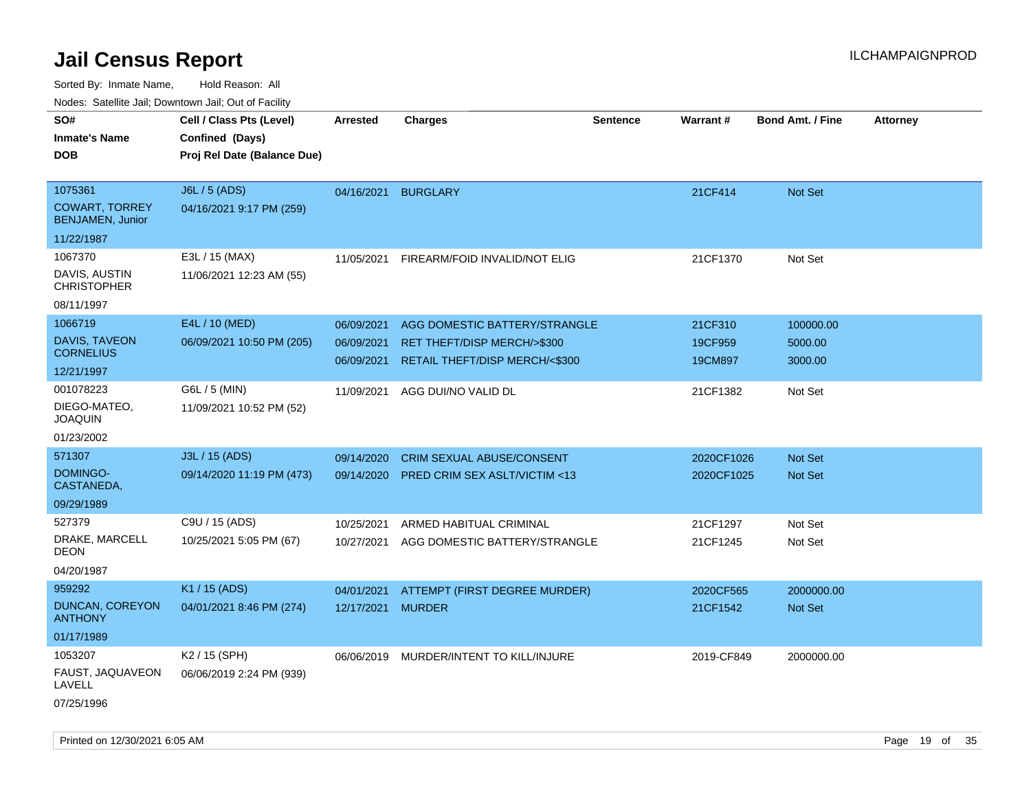# Jail Census Report

ILCHAMPAIGNPROD

Sorted By: Inmate Name, Hold Reason: All

Nodes: Satellite Jail; Downtown Jail; Out of Facility

| SO# / Inmate's Name / DOB | Cell / Class Pts (Level) / Confined (Days) / Proj Rel Date (Balance Due) | Arrested | Charges | Sentence | Warrant # | Bond Amt. / Fine | Attorney |
|---|---|---|---|---|---|---|---|
| 1075361<br>COWART, TORREY BENJAMEN, Junior<br>11/22/1987 | J6L / 5 (ADS)<br>04/16/2021 9:17 PM (259) | 04/16/2021 | BURGLARY | | 21CF414 | Not Set | |
| 1067370<br>DAVIS, AUSTIN CHRISTOPHER<br>08/11/1997 | E3L / 15 (MAX)<br>11/06/2021 12:23 AM (55) | 11/05/2021 | FIREARM/FOID INVALID/NOT ELIG | | 21CF1370 | Not Set | |
| 1066719<br>DAVIS, TAVEON CORNELIUS<br>12/21/1997 | E4L / 10 (MED)<br>06/09/2021 10:50 PM (205) | 06/09/2021<br>06/09/2021<br>06/09/2021 | AGG DOMESTIC BATTERY/STRANGLE<br>RET THEFT/DISP MERCH/>$300<br>RETAIL THEFT/DISP MERCH/<$300 | | 21CF310<br>19CF959<br>19CM897 | 100000.00<br>5000.00<br>3000.00 | |
| 001078223<br>DIEGO-MATEO, JOAQUIN<br>01/23/2002 | G6L / 5 (MIN)<br>11/09/2021 10:52 PM (52) | 11/09/2021 | AGG DUI/NO VALID DL | | 21CF1382 | Not Set | |
| 571307<br>DOMINGO-CASTANEDA,<br>09/29/1989 | J3L / 15 (ADS)<br>09/14/2020 11:19 PM (473) | 09/14/2020<br>09/14/2020 | CRIM SEXUAL ABUSE/CONSENT<br>PRED CRIM SEX ASLT/VICTIM <13 | | 2020CF1026<br>2020CF1025 | Not Set<br>Not Set | |
| 527379<br>DRAKE, MARCELL DEON<br>04/20/1987 | C9U / 15 (ADS)<br>10/25/2021 5:05 PM (67) | 10/25/2021<br>10/27/2021 | ARMED HABITUAL CRIMINAL<br>AGG DOMESTIC BATTERY/STRANGLE | | 21CF1297<br>21CF1245 | Not Set<br>Not Set | |
| 959292<br>DUNCAN, COREYON ANTHONY<br>01/17/1989 | K1 / 15 (ADS)<br>04/01/2021 8:46 PM (274) | 04/01/2021<br>12/17/2021 | ATTEMPT (FIRST DEGREE MURDER)<br>MURDER | | 2020CF565<br>21CF1542 | 2000000.00<br>Not Set | |
| 1053207<br>FAUST, JAQUAVEON LAVELL<br>07/25/1996 | K2 / 15 (SPH)<br>06/06/2019 2:24 PM (939) | 06/06/2019 | MURDER/INTENT TO KILL/INJURE | | 2019-CF849 | 2000000.00 | |

Printed on 12/30/2021 6:05 AM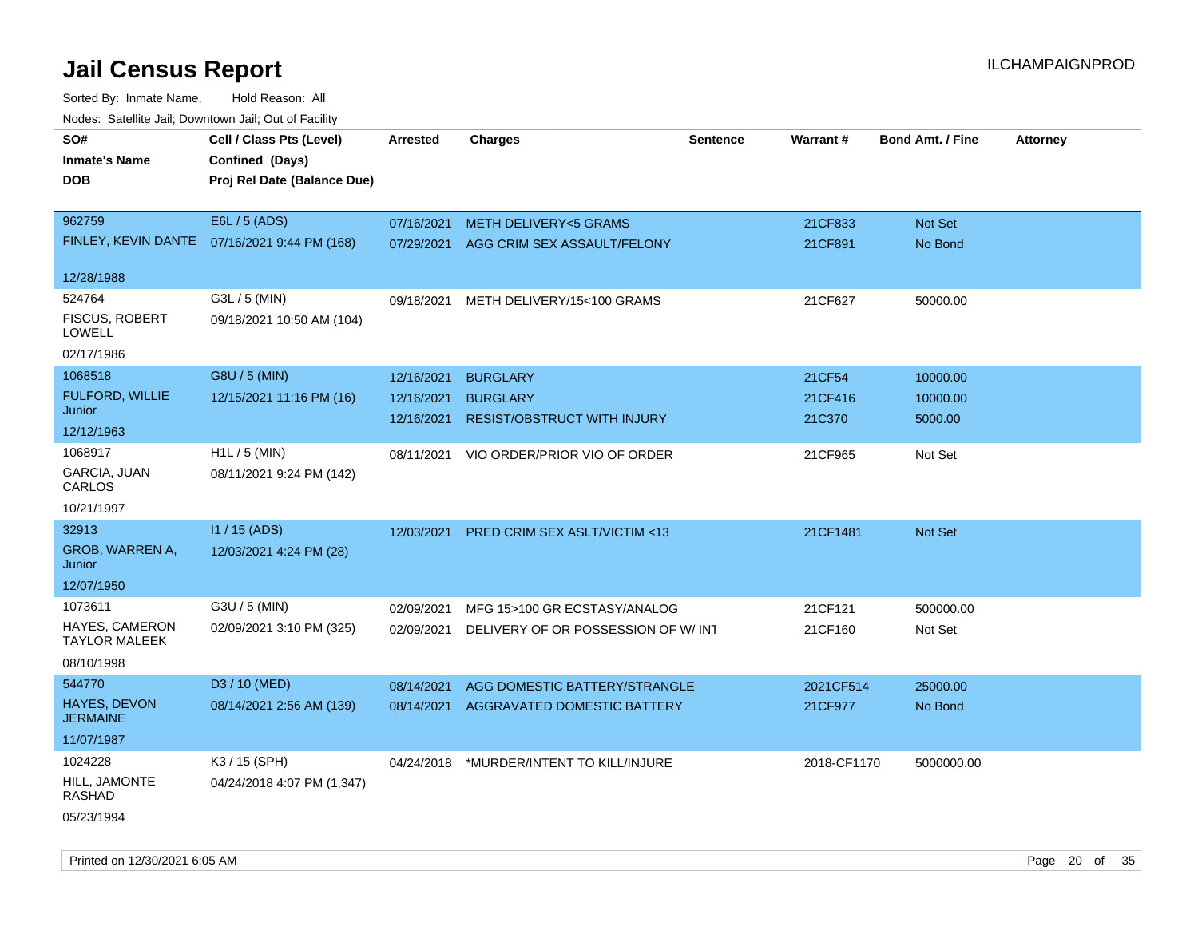# Jail Census Report

Sorted By: Inmate Name, Hold Reason: All

Nodes: Satellite Jail; Downtown Jail; Out of Facility

| SO# / Inmate's Name / DOB | Cell / Class Pts (Level) / Confined (Days) / Proj Rel Date (Balance Due) | Arrested | Charges | Sentence | Warrant # | Bond Amt. / Fine | Attorney |
|---|---|---|---|---|---|---|---|
| 962759<br>FINLEY, KEVIN DANTE<br>12/28/1988 | E6L / 5 (ADS)<br>07/16/2021 9:44 PM (168) | 07/16/2021<br>07/29/2021 | METH DELIVERY<5 GRAMS<br>AGG CRIM SEX ASSAULT/FELONY | | 21CF833<br>21CF891 | Not Set<br>No Bond | |
| 524764<br>FISCUS, ROBERT LOWELL<br>02/17/1986 | G3L / 5 (MIN)<br>09/18/2021 10:50 AM (104) | 09/18/2021 | METH DELIVERY/15<100 GRAMS | | 21CF627 | 50000.00 | |
| 1068518<br>FULFORD, WILLIE Junior<br>12/12/1963 | G8U / 5 (MIN)<br>12/15/2021 11:16 PM (16) | 12/16/2021<br>12/16/2021<br>12/16/2021 | BURGLARY<br>BURGLARY<br>RESIST/OBSTRUCT WITH INJURY | | 21CF54<br>21CF416<br>21C370 | 10000.00<br>10000.00<br>5000.00 | |
| 1068917<br>GARCIA, JUAN CARLOS<br>10/21/1997 | H1L / 5 (MIN)<br>08/11/2021 9:24 PM (142) | 08/11/2021 | VIO ORDER/PRIOR VIO OF ORDER | | 21CF965 | Not Set | |
| 32913<br>GROB, WARREN A, Junior<br>12/07/1950 | I1 / 15 (ADS)<br>12/03/2021 4:24 PM (28) | 12/03/2021 | PRED CRIM SEX ASLT/VICTIM <13 | | 21CF1481 | Not Set | |
| 1073611<br>HAYES, CAMERON TAYLOR MALEEK<br>08/10/1998 | G3U / 5 (MIN)<br>02/09/2021 3:10 PM (325) | 02/09/2021<br>02/09/2021 | MFG 15>100 GR ECSTASY/ANALOG<br>DELIVERY OF OR POSSESSION OF W/ INT | | 21CF121<br>21CF160 | 500000.00<br>Not Set | |
| 544770<br>HAYES, DEVON JERMAINE<br>11/07/1987 | D3 / 10 (MED)<br>08/14/2021 2:56 AM (139) | 08/14/2021<br>08/14/2021 | AGG DOMESTIC BATTERY/STRANGLE<br>AGGRAVATED DOMESTIC BATTERY | | 2021CF514<br>21CF977 | 25000.00<br>No Bond | |
| 1024228<br>HILL, JAMONTE RASHAD<br>05/23/1994 | K3 / 15 (SPH)<br>04/24/2018 4:07 PM (1,347) | 04/24/2018 | *MURDER/INTENT TO KILL/INJURE | | 2018-CF1170 | 5000000.00 | |

Printed on 12/30/2021 6:05 AM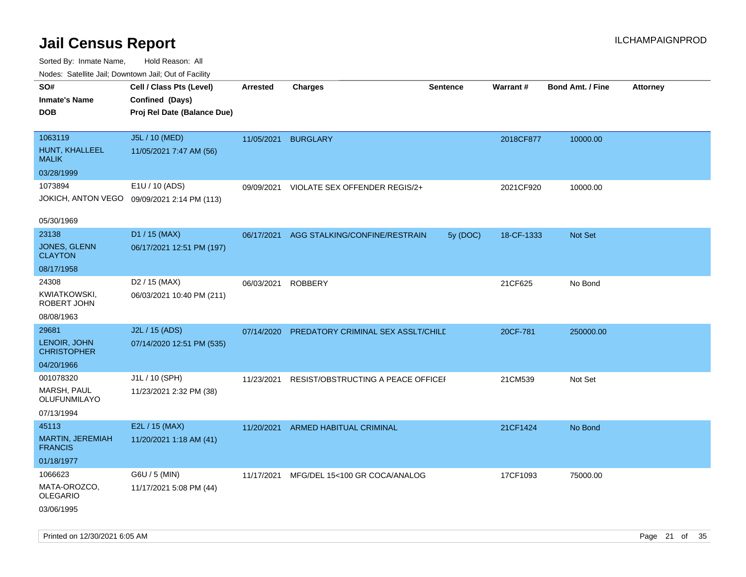# Jail Census Report

ILCHAMPAIGNPROD

Sorted By: Inmate Name, Hold Reason: All

Nodes: Satellite Jail; Downtown Jail; Out of Facility

| SO# / Inmate's Name / DOB | Cell / Class Pts (Level) / Confined (Days) / Proj Rel Date (Balance Due) | Arrested | Charges | Sentence | Warrant # | Bond Amt. / Fine | Attorney |
|---|---|---|---|---|---|---|---|
| 1063119<br>HUNT, KHALLEEL MALIK<br>03/28/1999 | J5L / 10 (MED)<br>11/05/2021 7:47 AM (56) | 11/05/2021 | BURGLARY | | 2018CF877 | 10000.00 | |
| 1073894<br>JOKICH, ANTON VEGO<br>05/30/1969 | E1U / 10 (ADS)<br>09/09/2021 2:14 PM (113) | 09/09/2021 | VIOLATE SEX OFFENDER REGIS/2+ | | 2021CF920 | 10000.00 | |
| 23138<br>JONES, GLENN CLAYTON<br>08/17/1958 | D1 / 15 (MAX)<br>06/17/2021 12:51 PM (197) | 06/17/2021 | AGG STALKING/CONFINE/RESTRAIN | 5y (DOC) | 18-CF-1333 | Not Set | |
| 24308<br>KWIATKOWSKI, ROBERT JOHN<br>08/08/1963 | D2 / 15 (MAX)<br>06/03/2021 10:40 PM (211) | 06/03/2021 | ROBBERY | | 21CF625 | No Bond | |
| 29681<br>LENOIR, JOHN CHRISTOPHER<br>04/20/1966 | J2L / 15 (ADS)<br>07/14/2020 12:51 PM (535) | 07/14/2020 | PREDATORY CRIMINAL SEX ASSLT/CHILD | | 20CF-781 | 250000.00 | |
| 001078320<br>MARSH, PAUL OLUFUNMILAYO<br>07/13/1994 | J1L / 10 (SPH)<br>11/23/2021 2:32 PM (38) | 11/23/2021 | RESIST/OBSTRUCTING A PEACE OFFICER | | 21CM539 | Not Set | |
| 45113<br>MARTIN, JEREMIAH FRANCIS<br>01/18/1977 | E2L / 15 (MAX)<br>11/20/2021 1:18 AM (41) | 11/20/2021 | ARMED HABITUAL CRIMINAL | | 21CF1424 | No Bond | |
| 1066623<br>MATA-OROZCO, OLEGARIO<br>03/06/1995 | G6U / 5 (MIN)<br>11/17/2021 5:08 PM (44) | 11/17/2021 | MFG/DEL 15<100 GR COCA/ANALOG | | 17CF1093 | 75000.00 | |

Printed on 12/30/2021 6:05 AM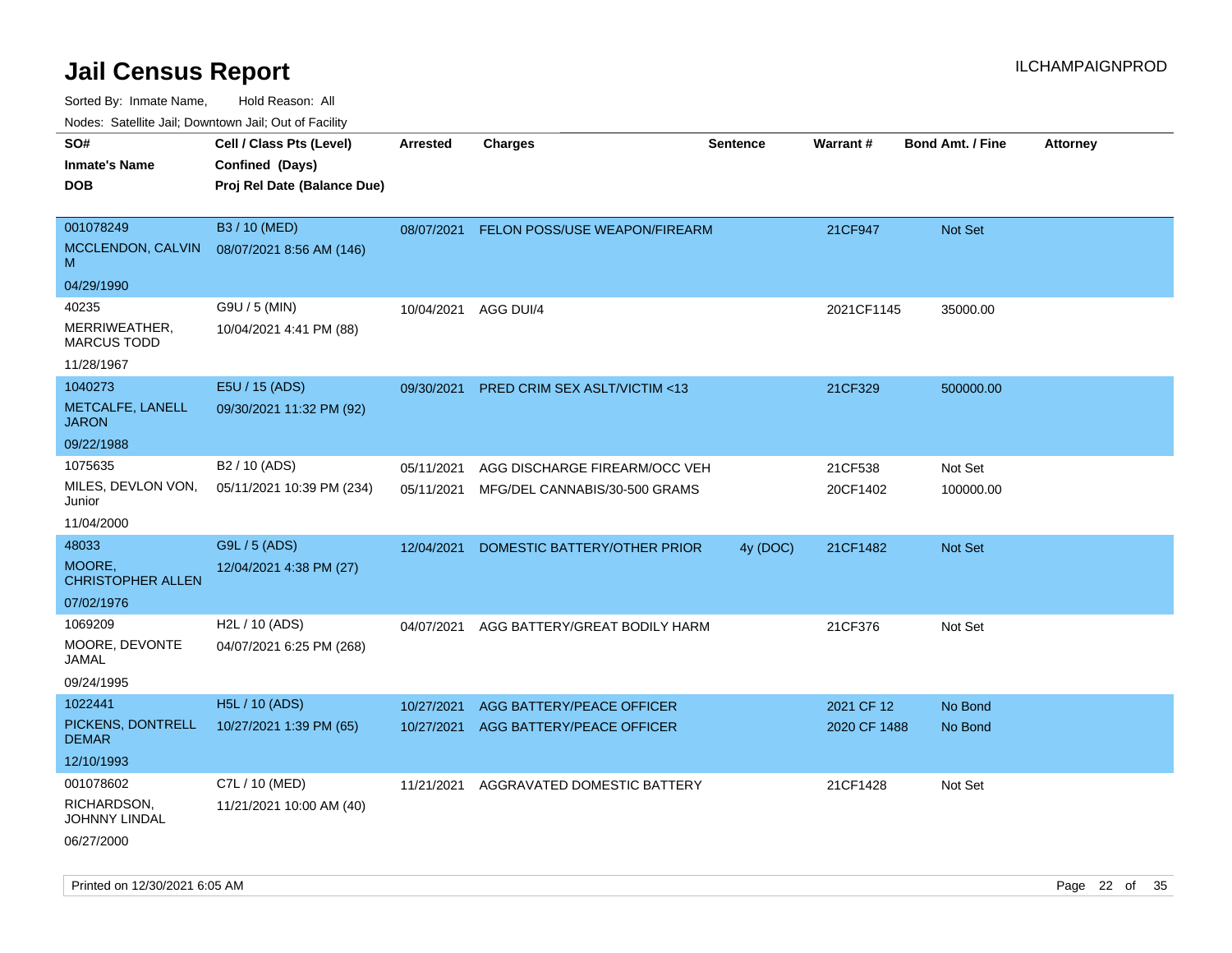# Jail Census Report

ILCHAMPAIGNPROD

Sorted By: Inmate Name, Hold Reason: All

Nodes: Satellite Jail; Downtown Jail; Out of Facility

| SO# / Inmate's Name / DOB | Cell / Class Pts (Level) / Confined (Days) / Proj Rel Date (Balance Due) | Arrested | Charges | Sentence | Warrant # | Bond Amt. / Fine | Attorney |
|---|---|---|---|---|---|---|---|
| 001078249<br>MCCLENDON, CALVIN M<br>04/29/1990 | B3 / 10 (MED)<br>08/07/2021 8:56 AM (146) | 08/07/2021 | FELON POSS/USE WEAPON/FIREARM | | 21CF947 | Not Set | |
| 40235<br>MERRIWEATHER, MARCUS TODD<br>11/28/1967 | G9U / 5 (MIN)<br>10/04/2021 4:41 PM (88) | 10/04/2021 | AGG DUI/4 | | 2021CF1145 | 35000.00 | |
| 1040273<br>METCALFE, LANELL JARON<br>09/22/1988 | E5U / 15 (ADS)<br>09/30/2021 11:32 PM (92) | 09/30/2021 | PRED CRIM SEX ASLT/VICTIM <13 | | 21CF329 | 500000.00 | |
| 1075635<br>MILES, DEVLON VON, Junior<br>11/04/2000 | B2 / 10 (ADS)<br>05/11/2021 10:39 PM (234) | 05/11/2021<br>05/11/2021 | AGG DISCHARGE FIREARM/OCC VEH<br>MFG/DEL CANNABIS/30-500 GRAMS | | 21CF538<br>20CF1402 | Not Set<br>100000.00 | |
| 48033<br>MOORE, CHRISTOPHER ALLEN<br>07/02/1976 | G9L / 5 (ADS)<br>12/04/2021 4:38 PM (27) | 12/04/2021 | DOMESTIC BATTERY/OTHER PRIOR | 4y (DOC) | 21CF1482 | Not Set | |
| 1069209<br>MOORE, DEVONTE JAMAL<br>09/24/1995 | H2L / 10 (ADS)<br>04/07/2021 6:25 PM (268) | 04/07/2021 | AGG BATTERY/GREAT BODILY HARM | | 21CF376 | Not Set | |
| 1022441<br>PICKENS, DONTRELL DEMAR<br>12/10/1993 | H5L / 10 (ADS)<br>10/27/2021 1:39 PM (65) | 10/27/2021<br>10/27/2021 | AGG BATTERY/PEACE OFFICER<br>AGG BATTERY/PEACE OFFICER | | 2021 CF 12<br>2020 CF 1488 | No Bond<br>No Bond | |
| 001078602<br>RICHARDSON, JOHNNY LINDAL<br>06/27/2000 | C7L / 10 (MED)<br>11/21/2021 10:00 AM (40) | 11/21/2021 | AGGRAVATED DOMESTIC BATTERY | | 21CF1428 | Not Set | |

Printed on 12/30/2021 6:05 AM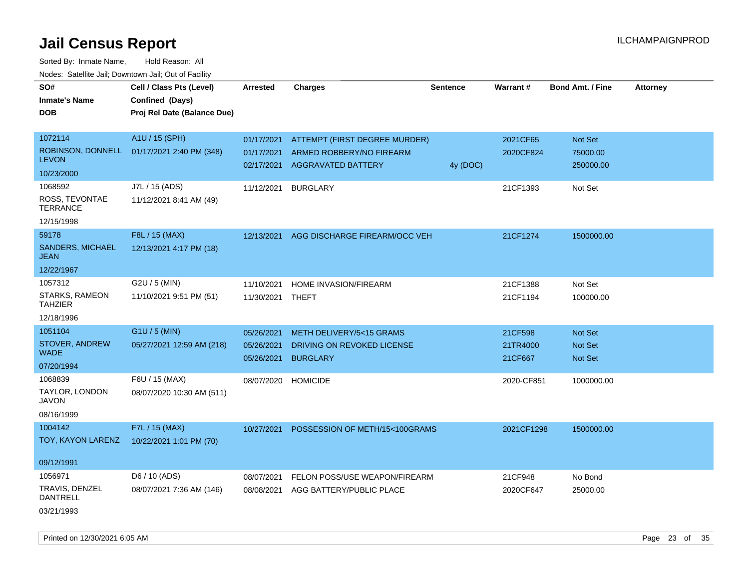# Jail Census Report

ILCHAMPAIGNPROD

Sorted By: Inmate Name, Hold Reason: All

Nodes: Satellite Jail; Downtown Jail; Out of Facility

| SO# / Inmate's Name / DOB | Cell / Class Pts (Level) / Confined (Days) / Proj Rel Date (Balance Due) | Arrested | Charges | Sentence | Warrant # | Bond Amt. / Fine | Attorney |
|---|---|---|---|---|---|---|---|
| 1072114<br>ROBINSON, DONNELL LEVON<br>10/23/2000 | A1U / 15 (SPH)<br>01/17/2021 2:40 PM (348) | 01/17/2021<br>01/17/2021<br>02/17/2021 | ATTEMPT (FIRST DEGREE MURDER)<br>ARMED ROBBERY/NO FIREARM<br>AGGRAVATED BATTERY | <br><br>4y (DOC) | 2021CF65<br>2020CF824 | Not Set<br>75000.00<br>250000.00 | |
| 1068592<br>ROSS, TEVONTAE TERRANCE<br>12/15/1998 | J7L / 15 (ADS)<br>11/12/2021 8:41 AM (49) | 11/12/2021 | BURGLARY | | 21CF1393 | Not Set | |
| 59178<br>SANDERS, MICHAEL JEAN<br>12/22/1967 | F8L / 15 (MAX)<br>12/13/2021 4:17 PM (18) | 12/13/2021 | AGG DISCHARGE FIREARM/OCC VEH | | 21CF1274 | 1500000.00 | |
| 1057312<br>STARKS, RAMEON TAHZIER<br>12/18/1996 | G2U / 5 (MIN)<br>11/10/2021 9:51 PM (51) | 11/10/2021<br>11/30/2021 | HOME INVASION/FIREARM<br>THEFT | | 21CF1388<br>21CF1194 | Not Set<br>100000.00 | |
| 1051104<br>STOVER, ANDREW WADE<br>07/20/1994 | G1U / 5 (MIN)<br>05/27/2021 12:59 AM (218) | 05/26/2021<br>05/26/2021<br>05/26/2021 | METH DELIVERY/5<15 GRAMS<br>DRIVING ON REVOKED LICENSE<br>BURGLARY | | 21CF598<br>21TR4000<br>21CF667 | Not Set<br>Not Set<br>Not Set | |
| 1068839<br>TAYLOR, LONDON JAVON<br>08/16/1999 | F6U / 15 (MAX)<br>08/07/2020 10:30 AM (511) | 08/07/2020 | HOMICIDE | | 2020-CF851 | 1000000.00 | |
| 1004142<br>TOY, KAYON LARENZ<br>09/12/1991 | F7L / 15 (MAX)<br>10/22/2021 1:01 PM (70) | 10/27/2021 | POSSESSION OF METH/15<100GRAMS | | 2021CF1298 | 1500000.00 | |
| 1056971<br>TRAVIS, DENZEL DANTRELL<br>03/21/1993 | D6 / 10 (ADS)<br>08/07/2021 7:36 AM (146) | 08/07/2021<br>08/08/2021 | FELON POSS/USE WEAPON/FIREARM<br>AGG BATTERY/PUBLIC PLACE | | 21CF948<br>2020CF647 | No Bond<br>25000.00 | |

Printed on 12/30/2021 6:05 AM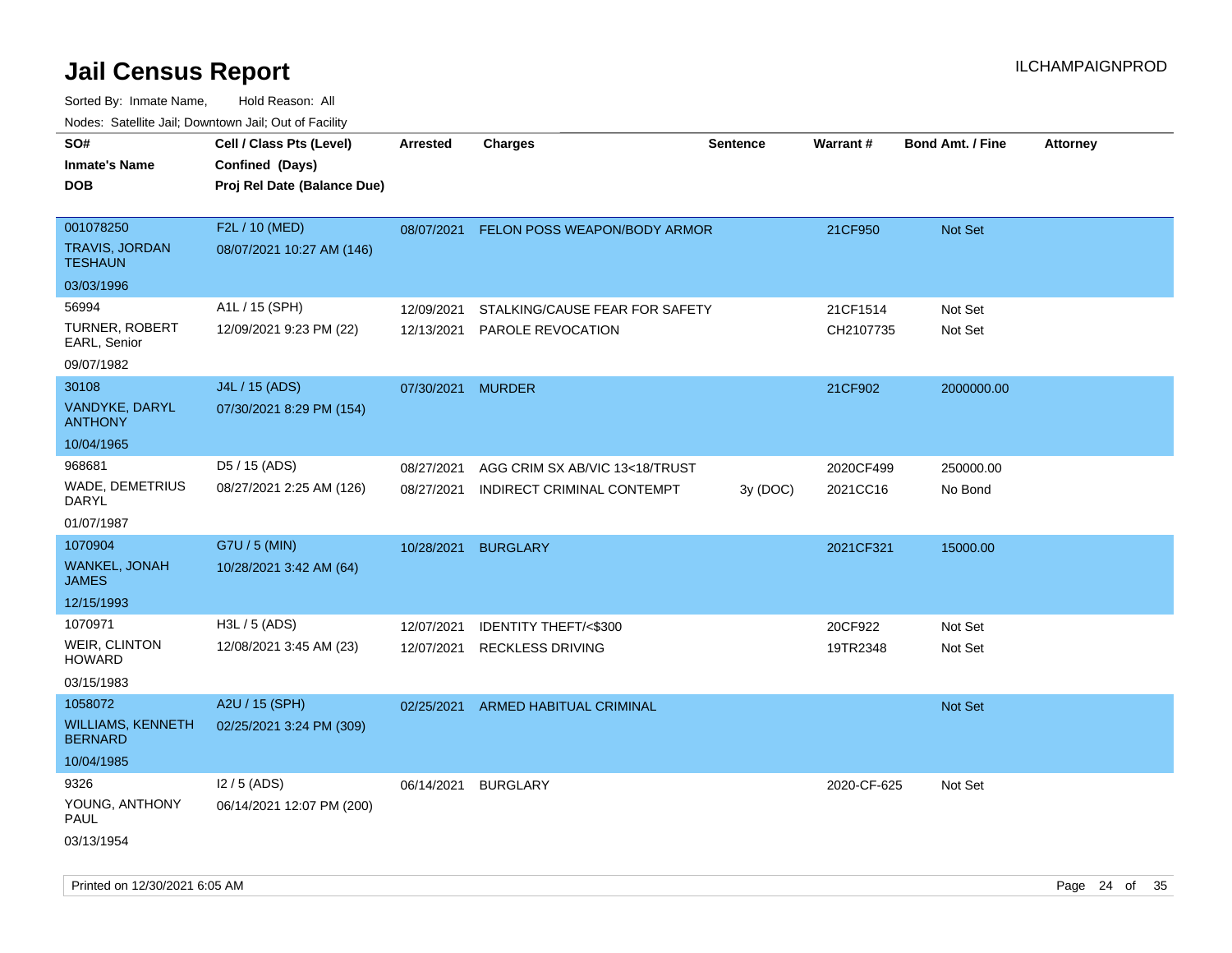# Jail Census Report

ILCHAMPAIGNPROD

Sorted By: Inmate Name, Hold Reason: All

Nodes: Satellite Jail; Downtown Jail; Out of Facility

| SO#<br>Inmate's Name<br>DOB | Cell / Class Pts (Level)<br>Confined (Days)<br>Proj Rel Date (Balance Due) | Arrested | Charges | Sentence | Warrant # | Bond Amt. / Fine | Attorney |
|---|---|---|---|---|---|---|---|
| 001078250<br>TRAVIS, JORDAN TESHAUN<br>03/03/1996 | F2L / 10 (MED)<br>08/07/2021 10:27 AM (146) | 08/07/2021 | FELON POSS WEAPON/BODY ARMOR | | 21CF950 | Not Set | |
| 56994<br>TURNER, ROBERT EARL, Senior<br>09/07/1982 | A1L / 15 (SPH)<br>12/09/2021 9:23 PM (22) | 12/09/2021 | STALKING/CAUSE FEAR FOR SAFETY | | 21CF1514 | Not Set | |
| | | 12/13/2021 | PAROLE REVOCATION | | CH2107735 | Not Set | |
| 30108<br>VANDYKE, DARYL ANTHONY<br>10/04/1965 | J4L / 15 (ADS)<br>07/30/2021 8:29 PM (154) | 07/30/2021 | MURDER | | 21CF902 | 2000000.00 | |
| 968681<br>WADE, DEMETRIUS DARYL<br>01/07/1987 | D5 / 15 (ADS)<br>08/27/2021 2:25 AM (126) | 08/27/2021 | AGG CRIM SX AB/VIC 13<18/TRUST | | 2020CF499 | 250000.00 | |
| | | 08/27/2021 | INDIRECT CRIMINAL CONTEMPT | 3y (DOC) | 2021CC16 | No Bond | |
| 1070904<br>WANKEL, JONAH JAMES<br>12/15/1993 | G7U / 5 (MIN)<br>10/28/2021 3:42 AM (64) | 10/28/2021 | BURGLARY | | 2021CF321 | 15000.00 | |
| 1070971<br>WEIR, CLINTON HOWARD<br>03/15/1983 | H3L / 5 (ADS)<br>12/08/2021 3:45 AM (23) | 12/07/2021 | IDENTITY THEFT/<$300 | | 20CF922 | Not Set | |
| | | 12/07/2021 | RECKLESS DRIVING | | 19TR2348 | Not Set | |
| 1058072<br>WILLIAMS, KENNETH BERNARD<br>10/04/1985 | A2U / 15 (SPH)<br>02/25/2021 3:24 PM (309) | 02/25/2021 | ARMED HABITUAL CRIMINAL | | | Not Set | |
| 9326<br>YOUNG, ANTHONY PAUL<br>03/13/1954 | I2 / 5 (ADS)<br>06/14/2021 12:07 PM (200) | 06/14/2021 | BURGLARY | | 2020-CF-625 | Not Set | |

Printed on 12/30/2021 6:05 AM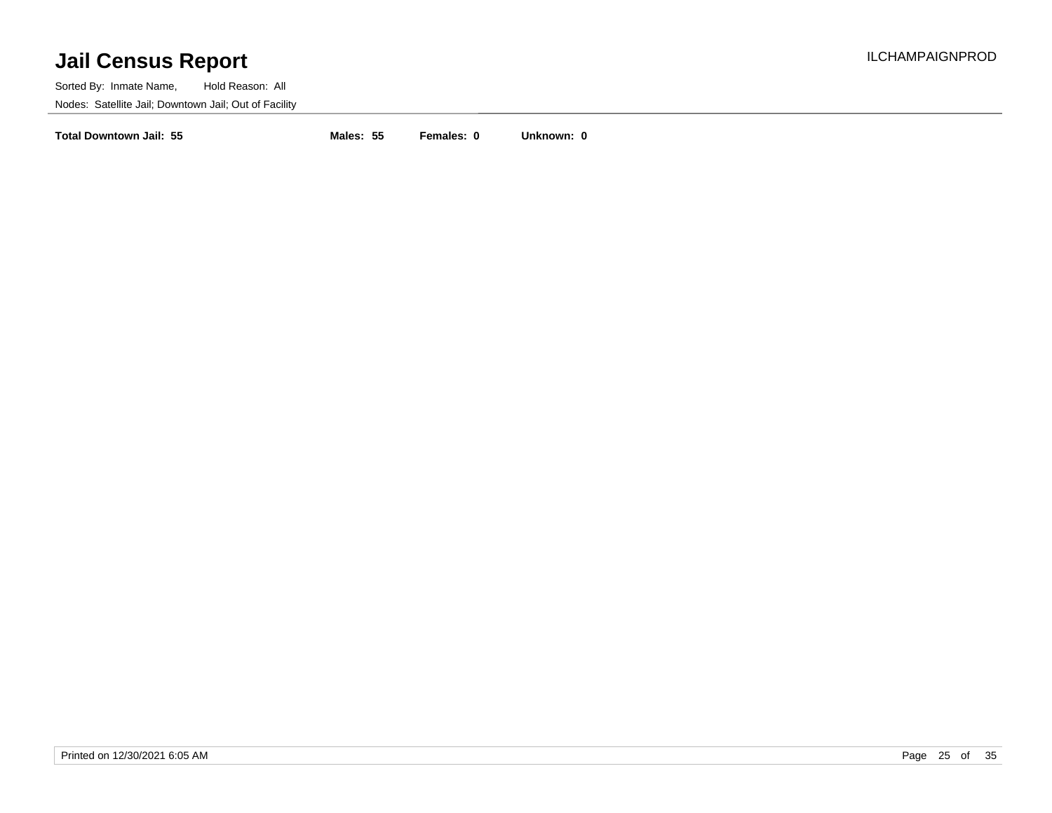# Jail Census Report

ILCHAMPAIGNPROD

Sorted By: Inmate Name, Hold Reason: All

Nodes: Satellite Jail; Downtown Jail; Out of Facility

**Total Downtown Jail: 55** **Males: 55** **Females: 0** **Unknown: 0**

Printed on 12/30/2021 6:05 AM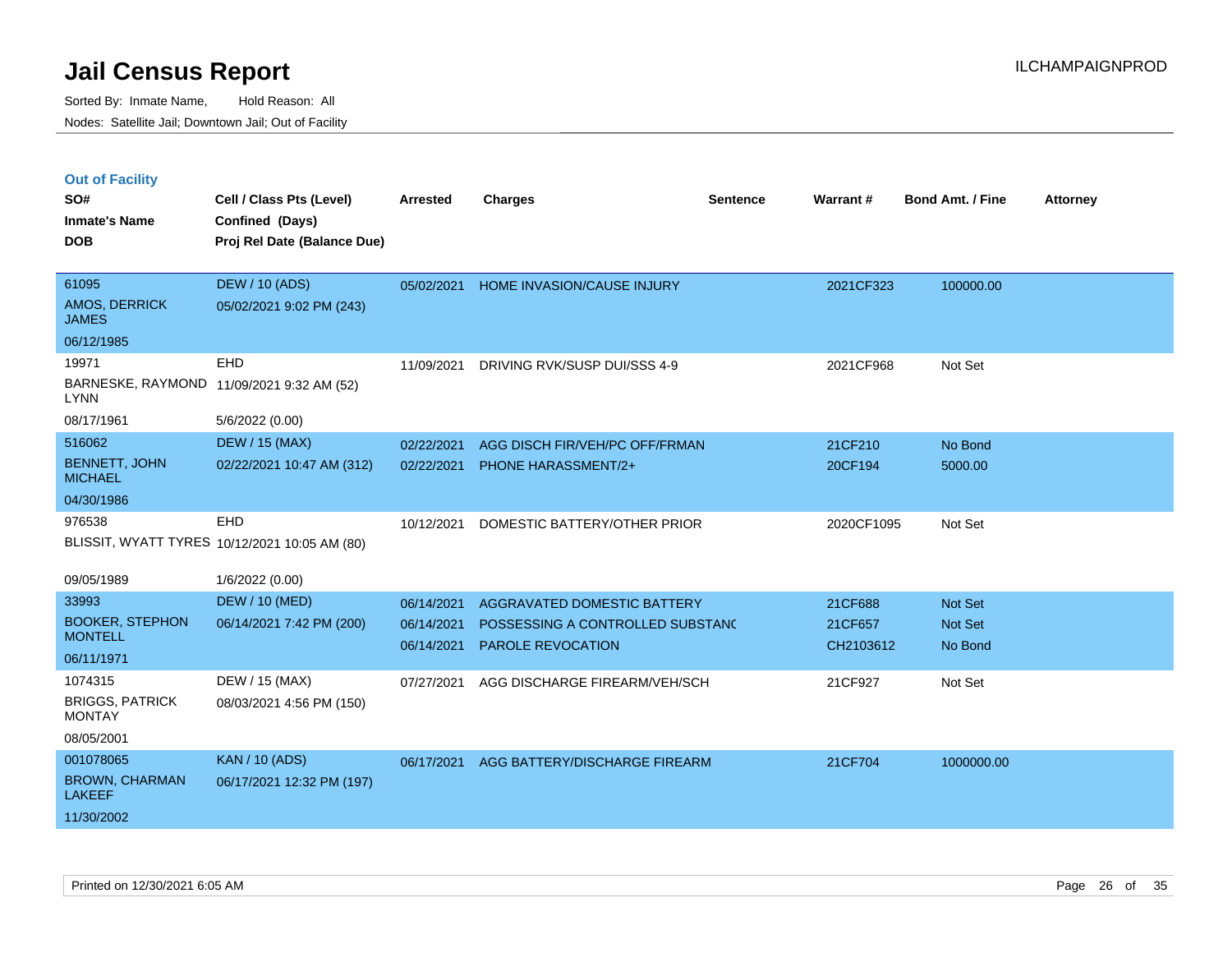# Jail Census Report

Sorted By: Inmate Name, Hold Reason: All

Nodes: Satellite Jail; Downtown Jail; Out of Facility

ILCHAMPAIGNPROD

## Out of Facility

| SO# / Inmate's Name / DOB | Cell / Class Pts (Level) / Confined (Days) / Proj Rel Date (Balance Due) | Arrested | Charges | Sentence | Warrant # | Bond Amt. / Fine | Attorney |
|---|---|---|---|---|---|---|---|
| 61095<br>AMOS, DERRICK JAMES<br>06/12/1985 | DEW / 10 (ADS)<br>05/02/2021 9:02 PM (243) | 05/02/2021 | HOME INVASION/CAUSE INJURY | | 2021CF323 | 100000.00 | |
| 19971<br>BARNESKE, RAYMOND LYNN<br>08/17/1961 | EHD<br>11/09/2021 9:32 AM (52)<br>5/6/2022 (0.00) | 11/09/2021 | DRIVING RVK/SUSP DUI/SSS 4-9 | | 2021CF968 | Not Set | |
| 516062<br>BENNETT, JOHN MICHAEL<br>04/30/1986 | DEW / 15 (MAX)<br>02/22/2021 10:47 AM (312) | 02/22/2021<br>02/22/2021 | AGG DISCH FIR/VEH/PC OFF/FRMAN<br>PHONE HARASSMENT/2+ | | 21CF210<br>20CF194 | No Bond<br>5000.00 | |
| 976538<br>BLISSIT, WYATT TYRES<br>09/05/1989 | EHD<br>10/12/2021 10:05 AM (80)<br>1/6/2022 (0.00) | 10/12/2021 | DOMESTIC BATTERY/OTHER PRIOR | | 2020CF1095 | Not Set | |
| 33993<br>BOOKER, STEPHON MONTELL<br>06/11/1971 | DEW / 10 (MED)<br>06/14/2021 7:42 PM (200) | 06/14/2021<br>06/14/2021<br>06/14/2021 | AGGRAVATED DOMESTIC BATTERY<br>POSSESSING A CONTROLLED SUBSTANC<br>PAROLE REVOCATION | | 21CF688<br>21CF657<br>CH2103612 | Not Set<br>Not Set<br>No Bond | |
| 1074315<br>BRIGGS, PATRICK MONTAY<br>08/05/2001 | DEW / 15 (MAX)<br>08/03/2021 4:56 PM (150) | 07/27/2021 | AGG DISCHARGE FIREARM/VEH/SCH | | 21CF927 | Not Set | |
| 001078065<br>BROWN, CHARMAN LAKEEF<br>11/30/2002 | KAN / 10 (ADS)<br>06/17/2021 12:32 PM (197) | 06/17/2021 | AGG BATTERY/DISCHARGE FIREARM | | 21CF704 | 1000000.00 | |

Printed on 12/30/2021 6:05 AM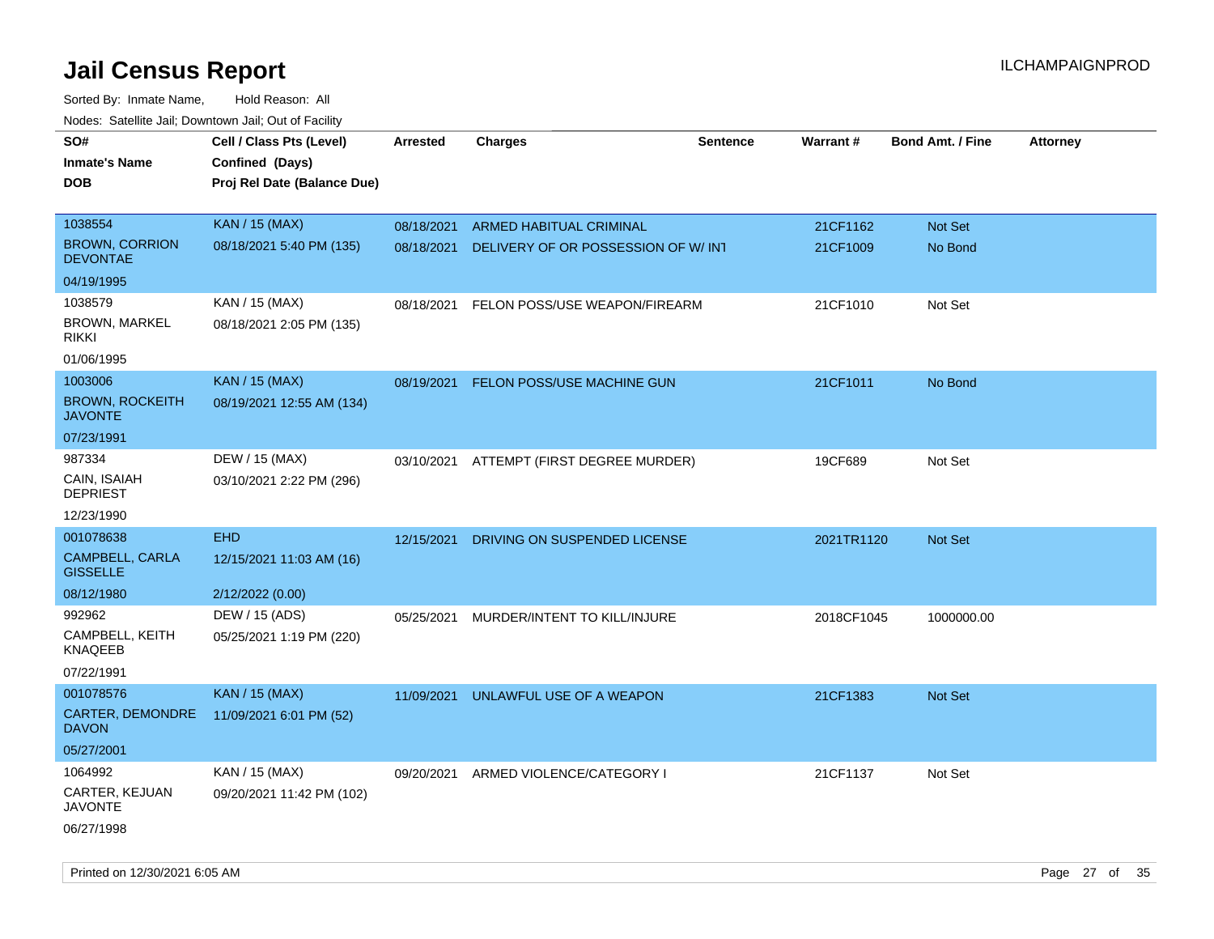# Jail Census Report

ILCHAMPAIGNPROD

Sorted By: Inmate Name, Hold Reason: All

Nodes: Satellite Jail; Downtown Jail; Out of Facility

| SO# / Inmate's Name / DOB | Cell / Class Pts (Level) / Confined (Days) / Proj Rel Date (Balance Due) | Arrested | Charges | Sentence | Warrant # | Bond Amt. / Fine | Attorney |
|---|---|---|---|---|---|---|---|
| 1038554 BROWN, CORRION DEVONTAE 04/19/1995 | KAN / 15 (MAX) 08/18/2021 5:40 PM (135) | 08/18/2021 | ARMED HABITUAL CRIMINAL | | 21CF1162 | Not Set | |
| | | 08/18/2021 | DELIVERY OF OR POSSESSION OF W/ INT | | 21CF1009 | No Bond | |
| 1038579 BROWN, MARKEL RIKKI 01/06/1995 | KAN / 15 (MAX) 08/18/2021 2:05 PM (135) | 08/18/2021 | FELON POSS/USE WEAPON/FIREARM | | 21CF1010 | Not Set | |
| 1003006 BROWN, ROCKEITH JAVONTE 07/23/1991 | KAN / 15 (MAX) 08/19/2021 12:55 AM (134) | 08/19/2021 | FELON POSS/USE MACHINE GUN | | 21CF1011 | No Bond | |
| 987334 CAIN, ISAIAH DEPRIEST 12/23/1990 | DEW / 15 (MAX) 03/10/2021 2:22 PM (296) | 03/10/2021 | ATTEMPT (FIRST DEGREE MURDER) | | 19CF689 | Not Set | |
| 001078638 CAMPBELL, CARLA GISSELLE 08/12/1980 | EHD 12/15/2021 11:03 AM (16) 2/12/2022 (0.00) | 12/15/2021 | DRIVING ON SUSPENDED LICENSE | | 2021TR1120 | Not Set | |
| 992962 CAMPBELL, KEITH KNAQEEB 07/22/1991 | DEW / 15 (ADS) 05/25/2021 1:19 PM (220) | 05/25/2021 | MURDER/INTENT TO KILL/INJURE | | 2018CF1045 | 1000000.00 | |
| 001078576 CARTER, DEMONDRE DAVON 05/27/2001 | KAN / 15 (MAX) 11/09/2021 6:01 PM (52) | 11/09/2021 | UNLAWFUL USE OF A WEAPON | | 21CF1383 | Not Set | |
| 1064992 CARTER, KEJUAN JAVONTE 06/27/1998 | KAN / 15 (MAX) 09/20/2021 11:42 PM (102) | 09/20/2021 | ARMED VIOLENCE/CATEGORY I | | 21CF1137 | Not Set | |

Printed on 12/30/2021 6:05 AM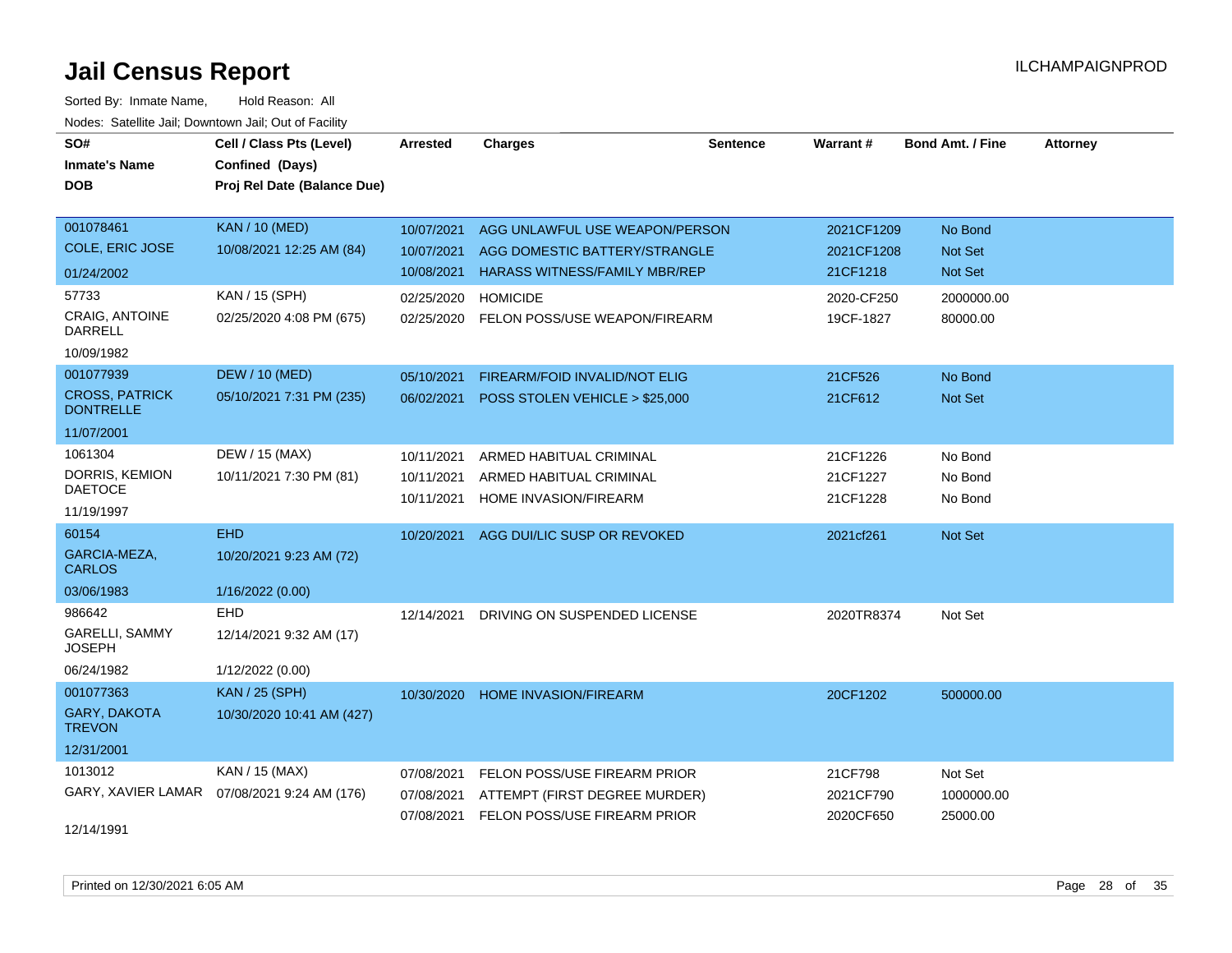# Jail Census Report

ILCHAMPAIGNPROD

Sorted By: Inmate Name, Hold Reason: All

Nodes: Satellite Jail; Downtown Jail; Out of Facility

| SO# / Inmate's Name / DOB | Cell / Class Pts (Level) / Confined (Days) / Proj Rel Date (Balance Due) | Arrested | Charges | Sentence | Warrant # | Bond Amt. / Fine | Attorney |
|---|---|---|---|---|---|---|---|
| 001078461<br>COLE, ERIC JOSE<br>01/24/2002 | KAN / 10 (MED)<br>10/08/2021 12:25 AM (84) | 10/07/2021<br>10/07/2021<br>10/08/2021 | AGG UNLAWFUL USE WEAPON/PERSON<br>AGG DOMESTIC BATTERY/STRANGLE<br>HARASS WITNESS/FAMILY MBR/REP | | 2021CF1209<br>2021CF1208<br>21CF1218 | No Bond<br>Not Set<br>Not Set | |
| 57733<br>CRAIG, ANTOINE DARRELL<br>10/09/1982 | KAN / 15 (SPH)<br>02/25/2020 4:08 PM (675) | 02/25/2020<br>02/25/2020 | HOMICIDE<br>FELON POSS/USE WEAPON/FIREARM | | 2020-CF250<br>19CF-1827 | 2000000.00<br>80000.00 | |
| 001077939<br>CROSS, PATRICK DONTRELLE<br>11/07/2001 | DEW / 10 (MED)<br>05/10/2021 7:31 PM (235) | 05/10/2021<br>06/02/2021 | FIREARM/FOID INVALID/NOT ELIG<br>POSS STOLEN VEHICLE > $25,000 | | 21CF526<br>21CF612 | No Bond<br>Not Set | |
| 1061304<br>DORRIS, KEMION DAETOCE<br>11/19/1997 | DEW / 15 (MAX)<br>10/11/2021 7:30 PM (81) | 10/11/2021<br>10/11/2021<br>10/11/2021 | ARMED HABITUAL CRIMINAL<br>ARMED HABITUAL CRIMINAL<br>HOME INVASION/FIREARM | | 21CF1226<br>21CF1227<br>21CF1228 | No Bond<br>No Bond<br>No Bond | |
| 60154<br>GARCIA-MEZA, CARLOS<br>03/06/1983 | EHD<br>10/20/2021 9:23 AM (72)<br>1/16/2022 (0.00) | 10/20/2021 | AGG DUI/LIC SUSP OR REVOKED | | 2021cf261 | Not Set | |
| 986642<br>GARELLI, SAMMY JOSEPH<br>06/24/1982 | EHD<br>12/14/2021 9:32 AM (17)<br>1/12/2022 (0.00) | 12/14/2021 | DRIVING ON SUSPENDED LICENSE | | 2020TR8374 | Not Set | |
| 001077363<br>GARY, DAKOTA TREVON<br>12/31/2001 | KAN / 25 (SPH)<br>10/30/2020 10:41 AM (427) | 10/30/2020 | HOME INVASION/FIREARM | | 20CF1202 | 500000.00 | |
| 1013012<br>GARY, XAVIER LAMAR<br>12/14/1991 | KAN / 15 (MAX)<br>07/08/2021 9:24 AM (176) | 07/08/2021<br>07/08/2021<br>07/08/2021 | FELON POSS/USE FIREARM PRIOR<br>ATTEMPT (FIRST DEGREE MURDER)<br>FELON POSS/USE FIREARM PRIOR | | 21CF798<br>2021CF790<br>2020CF650 | Not Set<br>1000000.00<br>25000.00 | |

Printed on 12/30/2021 6:05 AM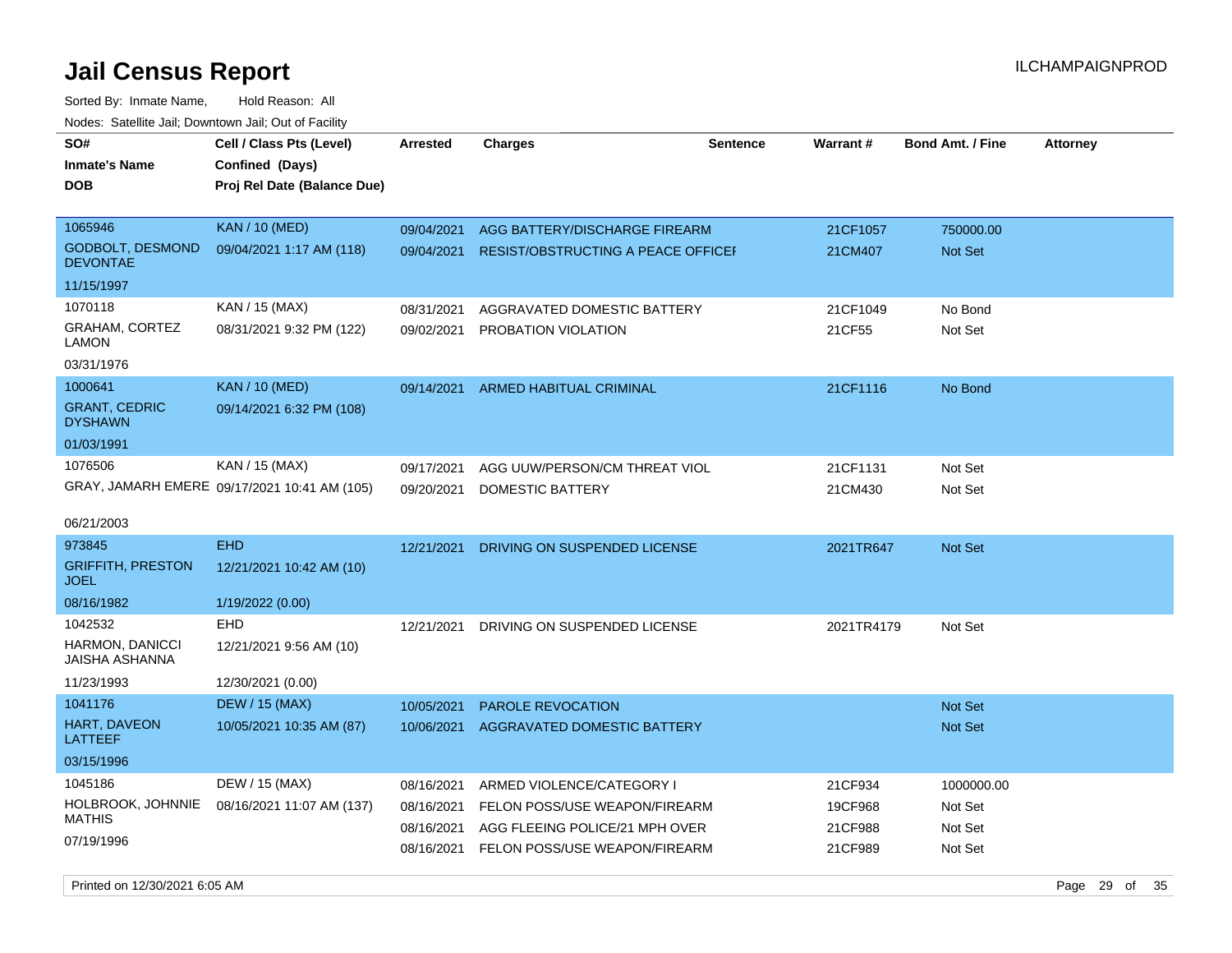# Jail Census Report

ILCHAMPAIGNPROD

Sorted By: Inmate Name, Hold Reason: All

Nodes: Satellite Jail; Downtown Jail; Out of Facility

| SO# / Inmate's Name / DOB | Cell / Class Pts (Level) / Confined (Days) / Proj Rel Date (Balance Due) | Arrested | Charges | Sentence | Warrant # | Bond Amt. / Fine | Attorney |
|---|---|---|---|---|---|---|---|
| 1065946<br>GODBOLT, DESMOND DEVONTAE<br>11/15/1997 | KAN / 10 (MED)<br>09/04/2021 1:17 AM (118) | 09/04/2021<br>09/04/2021 | AGG BATTERY/DISCHARGE FIREARM<br>RESIST/OBSTRUCTING A PEACE OFFICEI | | 21CF1057<br>21CM407 | 750000.00<br>Not Set | |
| 1070118<br>GRAHAM, CORTEZ LAMON<br>03/31/1976 | KAN / 15 (MAX)<br>08/31/2021 9:32 PM (122) | 08/31/2021<br>09/02/2021 | AGGRAVATED DOMESTIC BATTERY<br>PROBATION VIOLATION | | 21CF1049<br>21CF55 | No Bond<br>Not Set | |
| 1000641<br>GRANT, CEDRIC DYSHAWN<br>01/03/1991 | KAN / 10 (MED)<br>09/14/2021 6:32 PM (108) | 09/14/2021 | ARMED HABITUAL CRIMINAL | | 21CF1116 | No Bond | |
| 1076506<br>GRAY, JAMARH EMERE<br>06/21/2003 | KAN / 15 (MAX)<br>09/17/2021 10:41 AM (105) | 09/17/2021<br>09/20/2021 | AGG UUW/PERSON/CM THREAT VIOL<br>DOMESTIC BATTERY | | 21CF1131<br>21CM430 | Not Set<br>Not Set | |
| 973845<br>GRIFFITH, PRESTON JOEL<br>08/16/1982 | EHD<br>12/21/2021 10:42 AM (10)<br>1/19/2022 (0.00) | 12/21/2021 | DRIVING ON SUSPENDED LICENSE | | 2021TR647 | Not Set | |
| 1042532<br>HARMON, DANICCI JAISHA ASHANNA<br>11/23/1993 | EHD<br>12/21/2021 9:56 AM (10)<br>12/30/2021 (0.00) | 12/21/2021 | DRIVING ON SUSPENDED LICENSE | | 2021TR4179 | Not Set | |
| 1041176<br>HART, DAVEON LATTEEF<br>03/15/1996 | DEW / 15 (MAX)<br>10/05/2021 10:35 AM (87) | 10/05/2021<br>10/06/2021 | PAROLE REVOCATION<br>AGGRAVATED DOMESTIC BATTERY | | | Not Set<br>Not Set | |
| 1045186<br>HOLBROOK, JOHNNIE MATHIS<br>07/19/1996 | DEW / 15 (MAX)<br>08/16/2021 11:07 AM (137) | 08/16/2021<br>08/16/2021<br>08/16/2021<br>08/16/2021 | ARMED VIOLENCE/CATEGORY I<br>FELON POSS/USE WEAPON/FIREARM<br>AGG FLEEING POLICE/21 MPH OVER<br>FELON POSS/USE WEAPON/FIREARM | | 21CF934<br>19CF968<br>21CF988<br>21CF989 | 1000000.00<br>Not Set<br>Not Set<br>Not Set | |

Printed on 12/30/2021 6:05 AM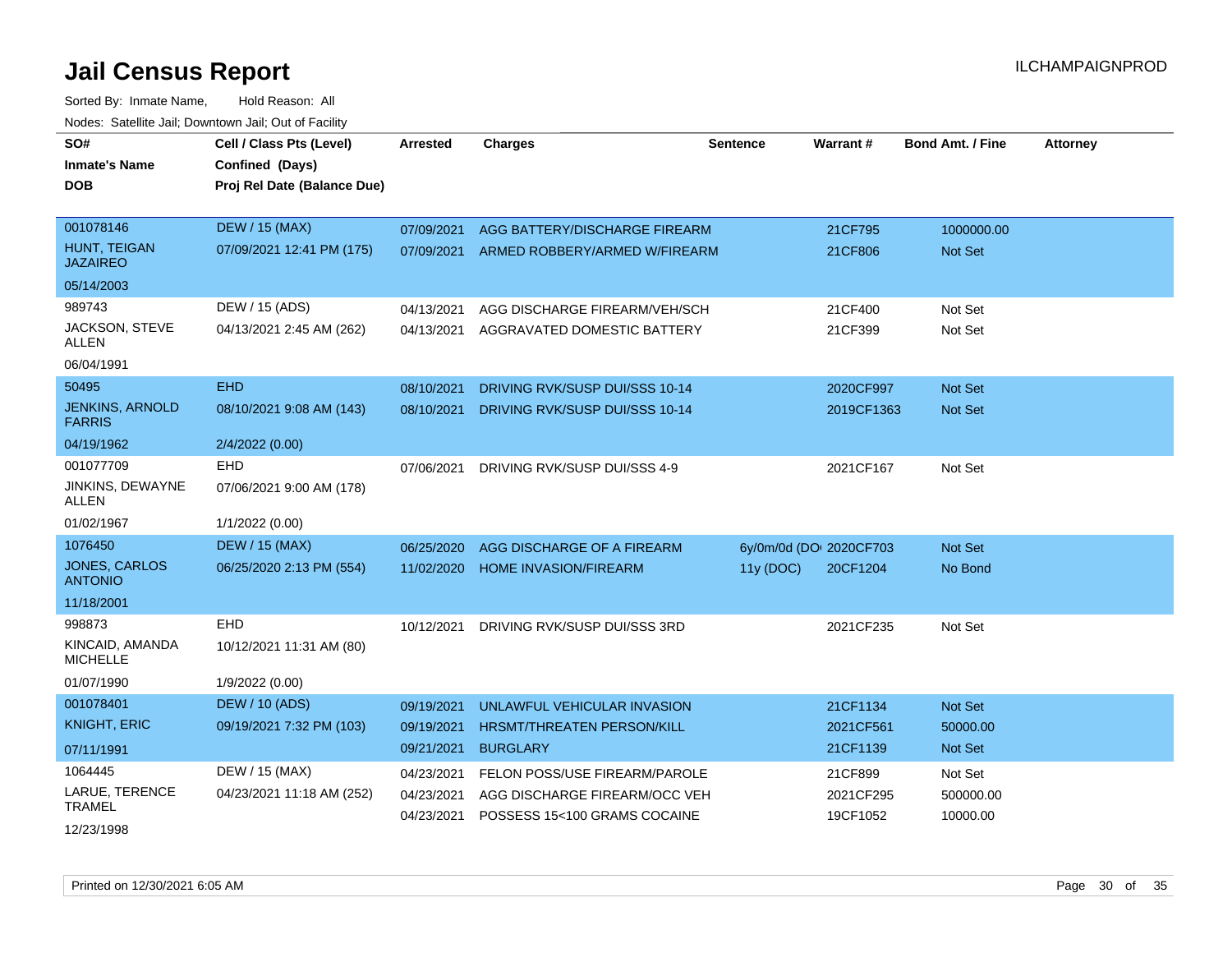# Jail Census Report

Sorted By: Inmate Name, Hold Reason: All

Nodes: Satellite Jail; Downtown Jail; Out of Facility

| SO# / Inmate's Name / DOB | Cell / Class Pts (Level) / Confined (Days) / Proj Rel Date (Balance Due) | Arrested | Charges | Sentence | Warrant # | Bond Amt. / Fine | Attorney |
|---|---|---|---|---|---|---|---|
| 001078146<br>HUNT, TEIGAN JAZAIREO<br>05/14/2003 | DEW / 15 (MAX)<br>07/09/2021 12:41 PM (175) | 07/09/2021 | AGG BATTERY/DISCHARGE FIREARM | | 21CF795 | 1000000.00 | |
| | | 07/09/2021 | ARMED ROBBERY/ARMED W/FIREARM | | 21CF806 | Not Set | |
| 989743<br>JACKSON, STEVE ALLEN<br>06/04/1991 | DEW / 15 (ADS)<br>04/13/2021 2:45 AM (262) | 04/13/2021 | AGG DISCHARGE FIREARM/VEH/SCH | | 21CF400 | Not Set | |
| | | 04/13/2021 | AGGRAVATED DOMESTIC BATTERY | | 21CF399 | Not Set | |
| 50495<br>JENKINS, ARNOLD FARRIS<br>04/19/1962 | EHD<br>08/10/2021 9:08 AM (143)<br>2/4/2022 (0.00) | 08/10/2021 | DRIVING RVK/SUSP DUI/SSS 10-14 | | 2020CF997 | Not Set | |
| | | 08/10/2021 | DRIVING RVK/SUSP DUI/SSS 10-14 | | 2019CF1363 | Not Set | |
| 001077709<br>JINKINS, DEWAYNE ALLEN<br>01/02/1967 | EHD<br>07/06/2021 9:00 AM (178)<br>1/1/2022 (0.00) | 07/06/2021 | DRIVING RVK/SUSP DUI/SSS 4-9 | | 2021CF167 | Not Set | |
| 1076450<br>JONES, CARLOS ANTONIO<br>11/18/2001 | DEW / 15 (MAX)<br>06/25/2020 2:13 PM (554) | 06/25/2020 | AGG DISCHARGE OF A FIREARM | 6y/0m/0d (DO | 2020CF703 | Not Set | |
| | | 11/02/2020 | HOME INVASION/FIREARM | 11y (DOC) | 20CF1204 | No Bond | |
| 998873<br>KINCAID, AMANDA MICHELLE<br>01/07/1990 | EHD<br>10/12/2021 11:31 AM (80)<br>1/9/2022 (0.00) | 10/12/2021 | DRIVING RVK/SUSP DUI/SSS 3RD | | 2021CF235 | Not Set | |
| 001078401<br>KNIGHT, ERIC<br>07/11/1991 | DEW / 10 (ADS)<br>09/19/2021 7:32 PM (103) | 09/19/2021 | UNLAWFUL VEHICULAR INVASION | | 21CF1134 | Not Set | |
| | | 09/19/2021 | HRSMT/THREATEN PERSON/KILL | | 2021CF561 | 50000.00 | |
| | | 09/21/2021 | BURGLARY | | 21CF1139 | Not Set | |
| 1064445<br>LARUE, TERENCE TRAMEL<br>12/23/1998 | DEW / 15 (MAX)<br>04/23/2021 11:18 AM (252) | 04/23/2021 | FELON POSS/USE FIREARM/PAROLE | | 21CF899 | Not Set | |
| | | 04/23/2021 | AGG DISCHARGE FIREARM/OCC VEH | | 2021CF295 | 500000.00 | |
| | | 04/23/2021 | POSSESS 15<100 GRAMS COCAINE | | 19CF1052 | 10000.00 | |

Printed on 12/30/2021 6:05 AM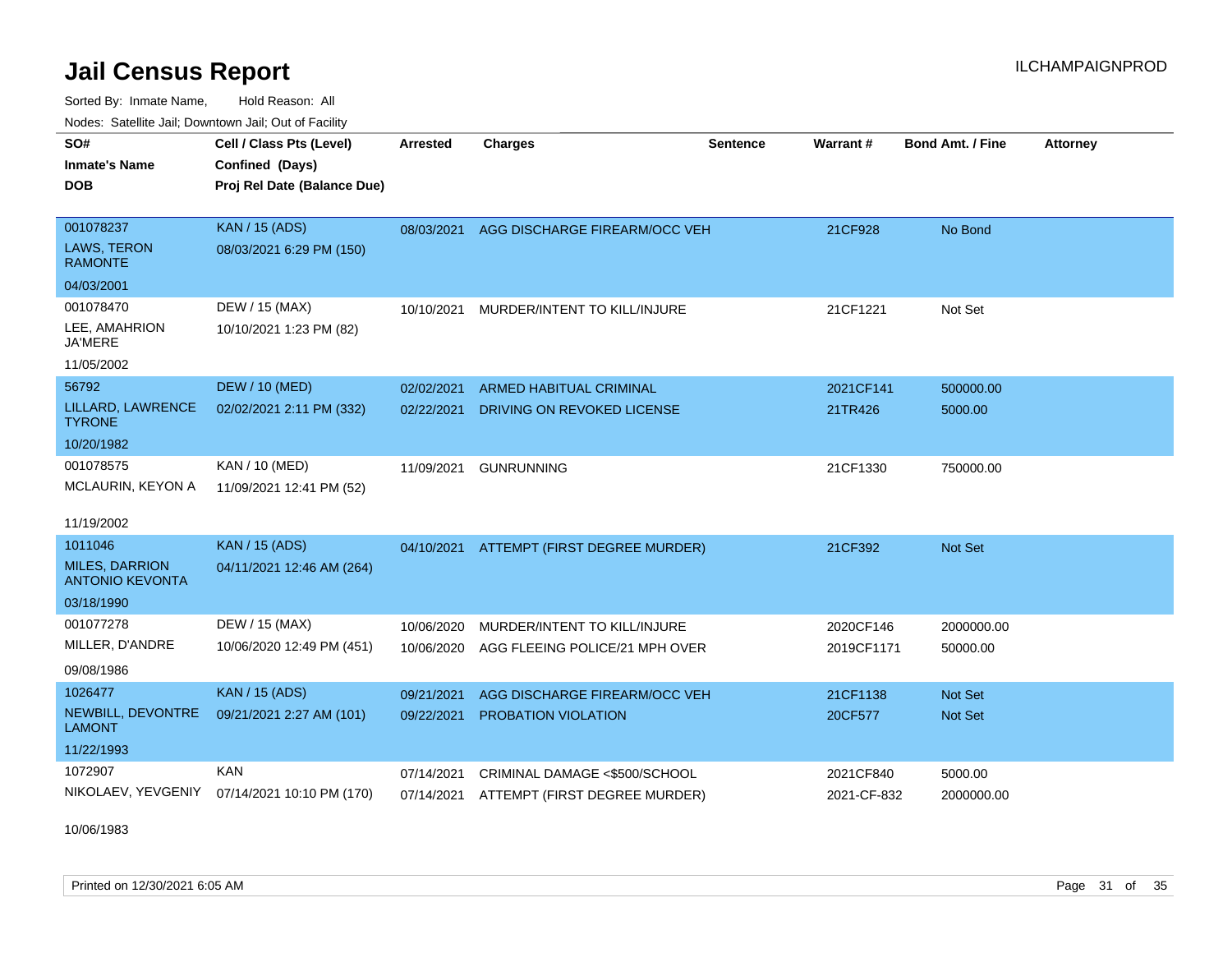# Jail Census Report

Sorted By: Inmate Name, Hold Reason: All

Nodes: Satellite Jail; Downtown Jail; Out of Facility

| SO# / Inmate's Name / DOB | Cell / Class Pts (Level) / Confined (Days) / Proj Rel Date (Balance Due) | Arrested | Charges | Sentence | Warrant # | Bond Amt. / Fine | Attorney |
|---|---|---|---|---|---|---|---|
| 001078237<br>LAWS, TERON RAMONTE<br>04/03/2001 | KAN / 15 (ADS)<br>08/03/2021 6:29 PM (150) | 08/03/2021 | AGG DISCHARGE FIREARM/OCC VEH | | 21CF928 | No Bond | |
| 001078470<br>LEE, AMAHRION JA'MERE<br>11/05/2002 | DEW / 15 (MAX)<br>10/10/2021 1:23 PM (82) | 10/10/2021 | MURDER/INTENT TO KILL/INJURE | | 21CF1221 | Not Set | |
| 56792<br>LILLARD, LAWRENCE TYRONE<br>10/20/1982 | DEW / 10 (MED)<br>02/02/2021 2:11 PM (332) | 02/02/2021 | ARMED HABITUAL CRIMINAL | | 2021CF141 | 500000.00 | |
| | | 02/22/2021 | DRIVING ON REVOKED LICENSE | | 21TR426 | 5000.00 | |
| 001078575<br>MCLAURIN, KEYON A<br>11/19/2002 | KAN / 10 (MED)<br>11/09/2021 12:41 PM (52) | 11/09/2021 | GUNRUNNING | | 21CF1330 | 750000.00 | |
| 1011046<br>MILES, DARRION ANTONIO KEVONTA<br>03/18/1990 | KAN / 15 (ADS)<br>04/11/2021 12:46 AM (264) | 04/10/2021 | ATTEMPT (FIRST DEGREE MURDER) | | 21CF392 | Not Set | |
| 001077278<br>MILLER, D'ANDRE<br>09/08/1986 | DEW / 15 (MAX)<br>10/06/2020 12:49 PM (451) | 10/06/2020 | MURDER/INTENT TO KILL/INJURE | | 2020CF146 | 2000000.00 | |
| | | 10/06/2020 | AGG FLEEING POLICE/21 MPH OVER | | 2019CF1171 | 50000.00 | |
| 1026477<br>NEWBILL, DEVONTRE LAMONT<br>11/22/1993 | KAN / 15 (ADS)<br>09/21/2021 2:27 AM (101) | 09/21/2021 | AGG DISCHARGE FIREARM/OCC VEH | | 21CF1138 | Not Set | |
| | | 09/22/2021 | PROBATION VIOLATION | | 20CF577 | Not Set | |
| 1072907<br>NIKOLAEV, YEVGENIY<br>10/06/1983 | KAN<br>07/14/2021 10:10 PM (170) | 07/14/2021 | CRIMINAL DAMAGE <$500/SCHOOL | | 2021CF840 | 5000.00 | |
| | | 07/14/2021 | ATTEMPT (FIRST DEGREE MURDER) | | 2021-CF-832 | 2000000.00 | |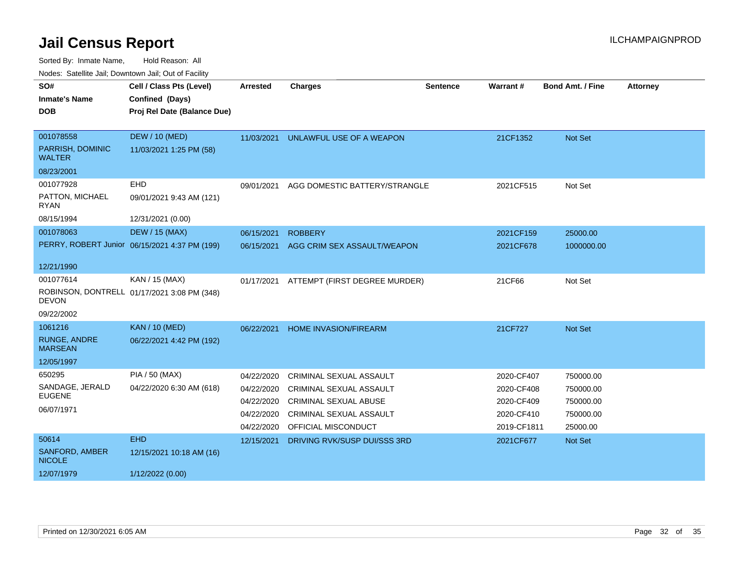# Jail Census Report

ILCHAMPAIGNPROD

Sorted By: Inmate Name, Hold Reason: All

Nodes: Satellite Jail; Downtown Jail; Out of Facility

| SO# / Inmate's Name / DOB | Cell / Class Pts (Level) / Confined (Days) / Proj Rel Date (Balance Due) | Arrested | Charges | Sentence | Warrant # | Bond Amt. / Fine | Attorney |
|---|---|---|---|---|---|---|---|
| 001078558 PARRISH, DOMINIC WALTER 08/23/2001 | DEW / 10 (MED) 11/03/2021 1:25 PM (58) | 11/03/2021 | UNLAWFUL USE OF A WEAPON | | 21CF1352 | Not Set | |
| 001077928 PATTON, MICHAEL RYAN 08/15/1994 | EHD 09/01/2021 9:43 AM (121) 12/31/2021 (0.00) | 09/01/2021 | AGG DOMESTIC BATTERY/STRANGLE | | 2021CF515 | Not Set | |
| 001078063 PERRY, ROBERT Junior 12/21/1990 | DEW / 15 (MAX) 06/15/2021 4:37 PM (199) | 06/15/2021 | ROBBERY | | 2021CF159 | 25000.00 | |
| | | 06/15/2021 | AGG CRIM SEX ASSAULT/WEAPON | | 2021CF678 | 1000000.00 | |
| 001077614 ROBINSON, DONTRELL DEVON 09/22/2002 | KAN / 15 (MAX) 01/17/2021 3:08 PM (348) | 01/17/2021 | ATTEMPT (FIRST DEGREE MURDER) | | 21CF66 | Not Set | |
| 1061216 RUNGE, ANDRE MARSEAN 12/05/1997 | KAN / 10 (MED) 06/22/2021 4:42 PM (192) | 06/22/2021 | HOME INVASION/FIREARM | | 21CF727 | Not Set | |
| 650295 SANDAGE, JERALD EUGENE 06/07/1971 | PIA / 50 (MAX) 04/22/2020 6:30 AM (618) | 04/22/2020 | CRIMINAL SEXUAL ASSAULT | | 2020-CF407 | 750000.00 | |
| | | 04/22/2020 | CRIMINAL SEXUAL ASSAULT | | 2020-CF408 | 750000.00 | |
| | | 04/22/2020 | CRIMINAL SEXUAL ABUSE | | 2020-CF409 | 750000.00 | |
| | | 04/22/2020 | CRIMINAL SEXUAL ASSAULT | | 2020-CF410 | 750000.00 | |
| | | 04/22/2020 | OFFICIAL MISCONDUCT | | 2019-CF1811 | 25000.00 | |
| 50614 SANFORD, AMBER NICOLE 12/07/1979 | EHD 12/15/2021 10:18 AM (16) 1/12/2022 (0.00) | 12/15/2021 | DRIVING RVK/SUSP DUI/SSS 3RD | | 2021CF677 | Not Set | |

Printed on 12/30/2021 6:05 AM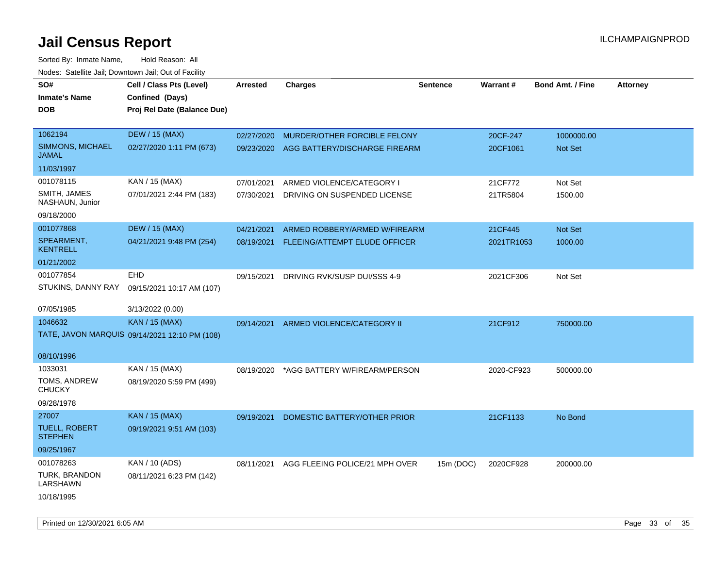# Jail Census Report

ILCHAMPAIGNPROD

Sorted By: Inmate Name, Hold Reason: All

Nodes: Satellite Jail; Downtown Jail; Out of Facility

| SO# / Inmate's Name / DOB | Cell / Class Pts (Level) / Confined (Days) / Proj Rel Date (Balance Due) | Arrested | Charges | Sentence | Warrant # | Bond Amt. / Fine | Attorney |
|---|---|---|---|---|---|---|---|
| 1062194<br>SIMMONS, MICHAEL JAMAL<br>11/03/1997 | DEW / 15 (MAX)<br>02/27/2020 1:11 PM (673) | 02/27/2020 | MURDER/OTHER FORCIBLE FELONY | | 20CF-247 | 1000000.00 | |
| | | 09/23/2020 | AGG BATTERY/DISCHARGE FIREARM | | 20CF1061 | Not Set | |
| 001078115<br>SMITH, JAMES NASHAUN, Junior<br>09/18/2000 | KAN / 15 (MAX)<br>07/01/2021 2:44 PM (183) | 07/01/2021 | ARMED VIOLENCE/CATEGORY I | | 21CF772 | Not Set | |
| | | 07/30/2021 | DRIVING ON SUSPENDED LICENSE | | 21TR5804 | 1500.00 | |
| 001077868<br>SPEARMENT, KENTRELL<br>01/21/2002 | DEW / 15 (MAX)<br>04/21/2021 9:48 PM (254) | 04/21/2021 | ARMED ROBBERY/ARMED W/FIREARM | | 21CF445 | Not Set | |
| | | 08/19/2021 | FLEEING/ATTEMPT ELUDE OFFICER | | 2021TR1053 | 1000.00 | |
| 001077854<br>STUKINS, DANNY RAY<br>07/05/1985 | EHD<br>09/15/2021 10:17 AM (107)<br>3/13/2022 (0.00) | 09/15/2021 | DRIVING RVK/SUSP DUI/SSS 4-9 | | 2021CF306 | Not Set | |
| 1046632<br>TATE, JAVON MARQUIS<br>08/10/1996 | KAN / 15 (MAX)<br>09/14/2021 12:10 PM (108) | 09/14/2021 | ARMED VIOLENCE/CATEGORY II | | 21CF912 | 750000.00 | |
| 1033031<br>TOMS, ANDREW CHUCKY<br>09/28/1978 | KAN / 15 (MAX)<br>08/19/2020 5:59 PM (499) | 08/19/2020 | *AGG BATTERY W/FIREARM/PERSON | | 2020-CF923 | 500000.00 | |
| 27007<br>TUELL, ROBERT STEPHEN<br>09/25/1967 | KAN / 15 (MAX)<br>09/19/2021 9:51 AM (103) | 09/19/2021 | DOMESTIC BATTERY/OTHER PRIOR | | 21CF1133 | No Bond | |
| 001078263<br>TURK, BRANDON LARSHAWN<br>10/18/1995 | KAN / 10 (ADS)<br>08/11/2021 6:23 PM (142) | 08/11/2021 | AGG FLEEING POLICE/21 MPH OVER | 15m (DOC) | 2020CF928 | 200000.00 | |

Printed on 12/30/2021 6:05 AM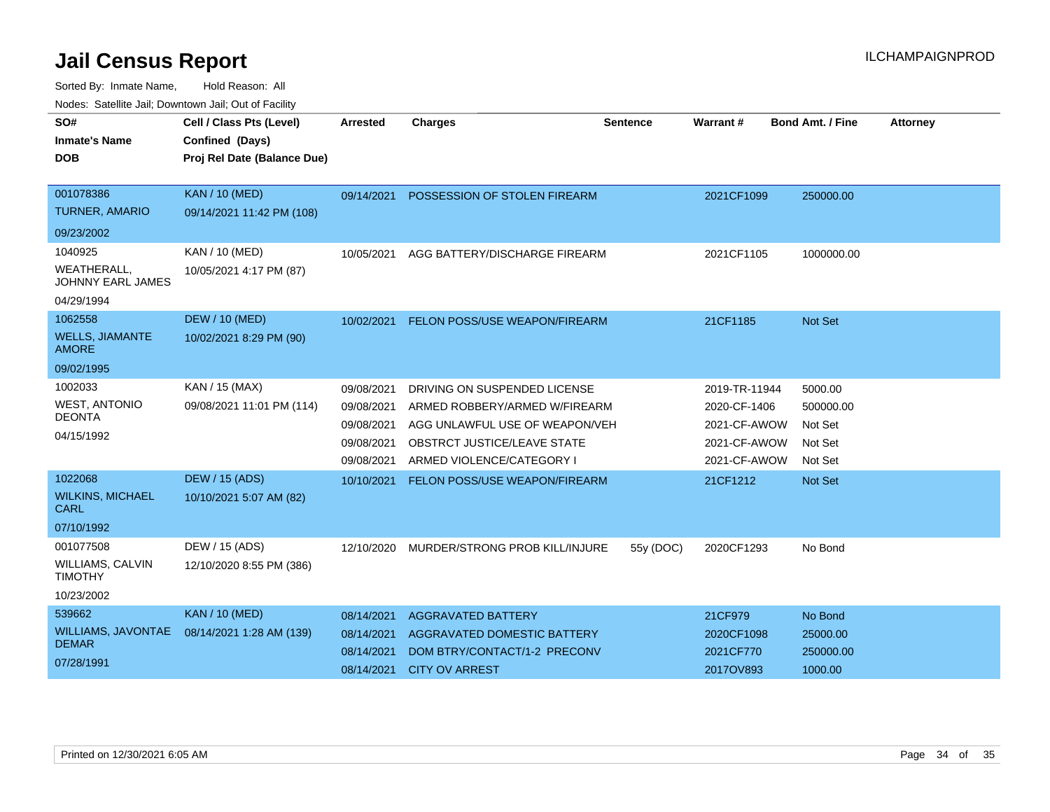# Jail Census Report

ILCHAMPAIGNPROD

Sorted By: Inmate Name, Hold Reason: All

Nodes: Satellite Jail; Downtown Jail; Out of Facility

| SO# / Inmate's Name / DOB | Cell / Class Pts (Level) / Confined (Days) / Proj Rel Date (Balance Due) | Arrested | Charges | Sentence | Warrant # | Bond Amt. / Fine | Attorney |
|---|---|---|---|---|---|---|---|
| 001078386<br>TURNER, AMARIO<br>09/23/2002 | KAN / 10 (MED)<br>09/14/2021 11:42 PM (108) | 09/14/2021 | POSSESSION OF STOLEN FIREARM | | 2021CF1099 | 250000.00 | |
| 1040925<br>WEATHERALL, JOHNNY EARL JAMES<br>04/29/1994 | KAN / 10 (MED)<br>10/05/2021 4:17 PM (87) | 10/05/2021 | AGG BATTERY/DISCHARGE FIREARM | | 2021CF1105 | 1000000.00 | |
| 1062558<br>WELLS, JIAMANTE AMORE<br>09/02/1995 | DEW / 10 (MED)<br>10/02/2021 8:29 PM (90) | 10/02/2021 | FELON POSS/USE WEAPON/FIREARM | | 21CF1185 | Not Set | |
| 1002033<br>WEST, ANTONIO DEONTA<br>04/15/1992 | KAN / 15 (MAX)<br>09/08/2021 11:01 PM (114) | 09/08/2021 | DRIVING ON SUSPENDED LICENSE | | 2019-TR-11944 | 5000.00 | |
| | | 09/08/2021 | ARMED ROBBERY/ARMED W/FIREARM | | 2020-CF-1406 | 500000.00 | |
| | | 09/08/2021 | AGG UNLAWFUL USE OF WEAPON/VEH | | 2021-CF-AWOW | Not Set | |
| | | 09/08/2021 | OBSTRCT JUSTICE/LEAVE STATE | | 2021-CF-AWOW | Not Set | |
| | | 09/08/2021 | ARMED VIOLENCE/CATEGORY I | | 2021-CF-AWOW | Not Set | |
| 1022068<br>WILKINS, MICHAEL CARL<br>07/10/1992 | DEW / 15 (ADS)<br>10/10/2021 5:07 AM (82) | 10/10/2021 | FELON POSS/USE WEAPON/FIREARM | | 21CF1212 | Not Set | |
| 001077508<br>WILLIAMS, CALVIN TIMOTHY<br>10/23/2002 | DEW / 15 (ADS)<br>12/10/2020 8:55 PM (386) | 12/10/2020 | MURDER/STRONG PROB KILL/INJURE | 55y (DOC) | 2020CF1293 | No Bond | |
| 539662<br>WILLIAMS, JAVONTAE DEMAR<br>07/28/1991 | KAN / 10 (MED)<br>08/14/2021 1:28 AM (139) | 08/14/2021 | AGGRAVATED BATTERY | | 21CF979 | No Bond | |
| | | 08/14/2021 | AGGRAVATED DOMESTIC BATTERY | | 2020CF1098 | 25000.00 | |
| | | 08/14/2021 | DOM BTRY/CONTACT/1-2 PRECONV | | 2021CF770 | 250000.00 | |
| | | 08/14/2021 | CITY OV ARREST | | 2017OV893 | 1000.00 | |

Printed on 12/30/2021 6:05 AM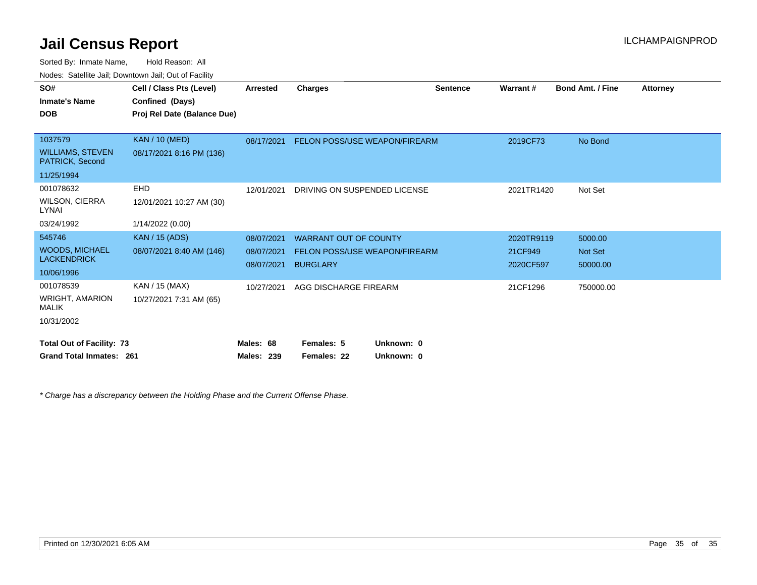# Jail Census Report

ILCHAMPAIGNPROD

Sorted By: Inmate Name, Hold Reason: All

Nodes: Satellite Jail; Downtown Jail; Out of Facility

| SO# / Inmate's Name / DOB | Cell / Class Pts (Level) / Confined (Days) / Proj Rel Date (Balance Due) | Arrested | Charges | Sentence | Warrant # | Bond Amt. / Fine | Attorney |
|---|---|---|---|---|---|---|---|
| 1037579<br>WILLIAMS, STEVEN PATRICK, Second<br>11/25/1994 | KAN / 10 (MED)<br>08/17/2021 8:16 PM (136) | 08/17/2021 | FELON POSS/USE WEAPON/FIREARM | | 2019CF73 | No Bond | |
| 001078632<br>WILSON, CIERRA LYNAI<br>03/24/1992 | EHD<br>12/01/2021 10:27 AM (30)<br>1/14/2022 (0.00) | 12/01/2021 | DRIVING ON SUSPENDED LICENSE | | 2021TR1420 | Not Set | |
| 545746<br>WOODS, MICHAEL LACKENDRICK<br>10/06/1996 | KAN / 15 (ADS)<br>08/07/2021 8:40 AM (146) | 08/07/2021<br>08/07/2021<br>08/07/2021 | WARRANT OUT OF COUNTY<br>FELON POSS/USE WEAPON/FIREARM<br>BURGLARY | | 2020TR9119<br>21CF949<br>2020CF597 | 5000.00<br>Not Set<br>50000.00 | |
| 001078539<br>WRIGHT, AMARION MALIK<br>10/31/2002 | KAN / 15 (MAX)<br>10/27/2021 7:31 AM (65) | 10/27/2021 | AGG DISCHARGE FIREARM | | 21CF1296 | 750000.00 | |

**Total Out of Facility: 73** **Males: 68** **Females: 5** **Unknown: 0**

**Grand Total Inmates: 261** **Males: 239** **Females: 22** **Unknown: 0**

*\* Charge has a discrepancy between the Holding Phase and the Current Offense Phase.*

Printed on 12/30/2021 6:05 AM